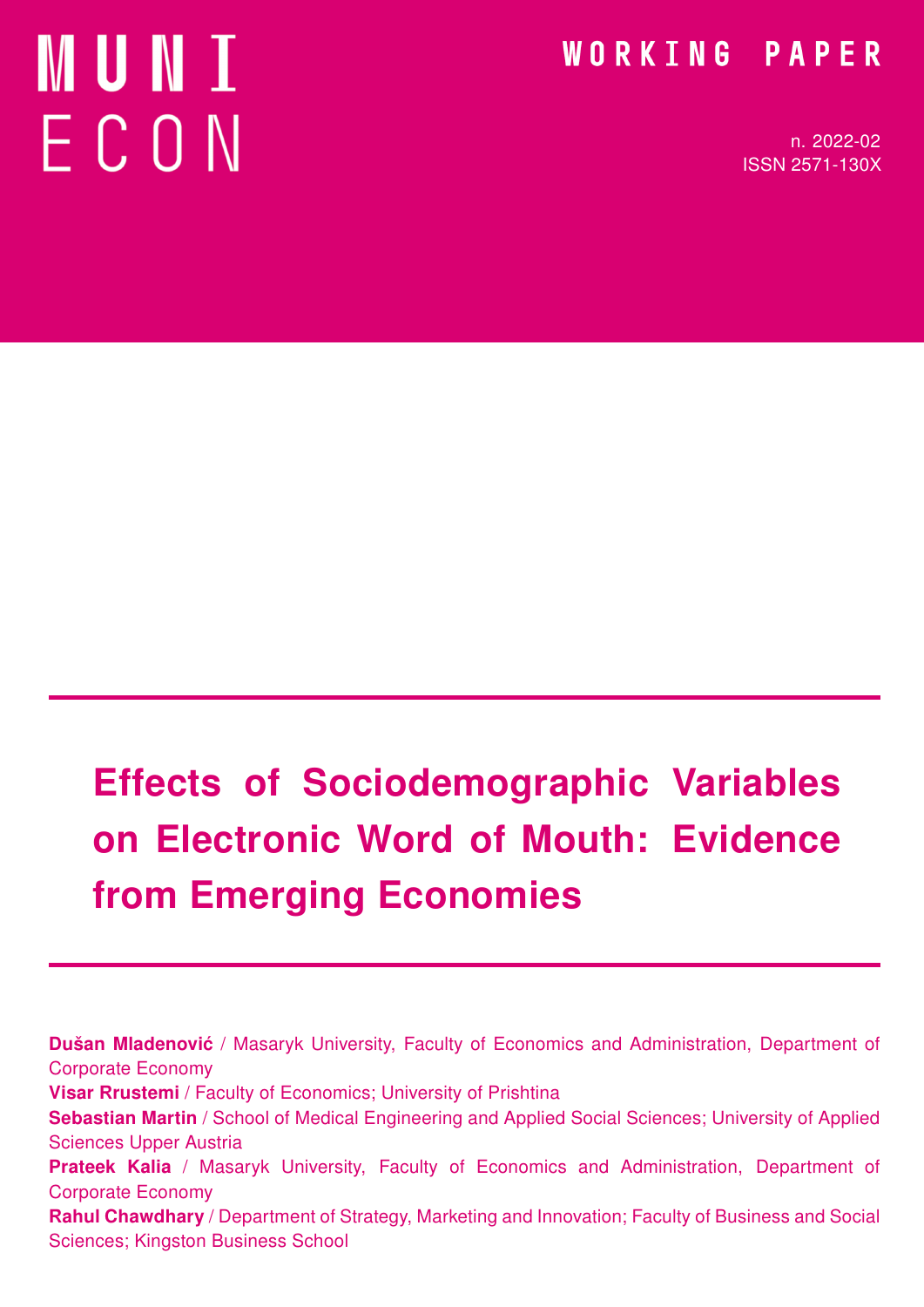MUNI ECON

WORKING PAPER

n. 2022-02
ISSN 2571-130X

# Effects of Sociodemographic Variables on Electronic Word of Mouth: Evidence from Emerging Economies

**Dušan Mladenović** / Masaryk University, Faculty of Economics and Administration, Department of Corporate Economy
**Visar Rrustemi** / Faculty of Economics; University of Prishtina
**Sebastian Martin** / School of Medical Engineering and Applied Social Sciences; University of Applied Sciences Upper Austria
**Prateek Kalia** / Masaryk University, Faculty of Economics and Administration, Department of Corporate Economy
**Rahul Chawdhary** / Department of Strategy, Marketing and Innovation; Faculty of Business and Social Sciences; Kingston Business School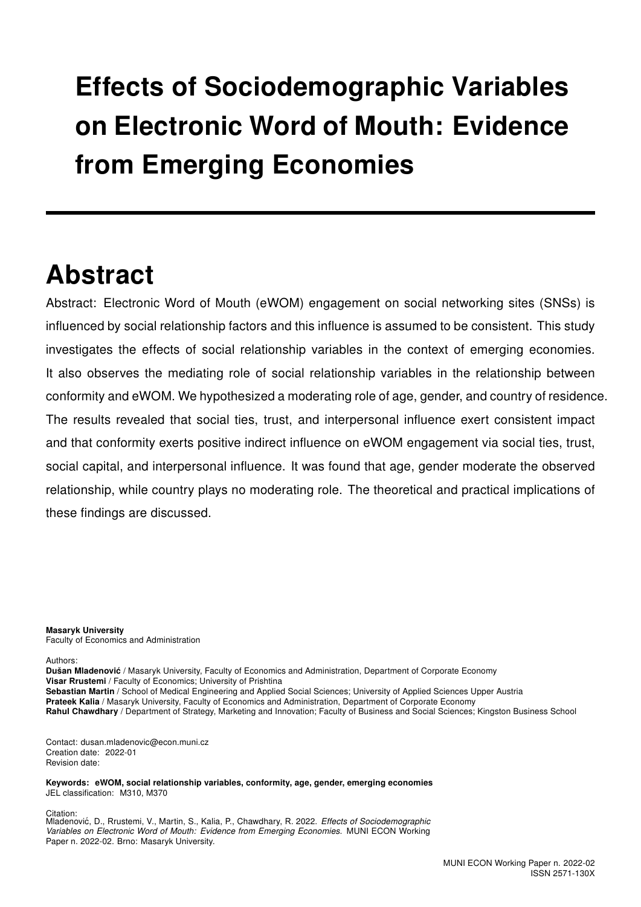# Effects of Sociodemographic Variables on Electronic Word of Mouth: Evidence from Emerging Economies

## Abstract

Abstract: Electronic Word of Mouth (eWOM) engagement on social networking sites (SNSs) is influenced by social relationship factors and this influence is assumed to be consistent. This study investigates the effects of social relationship variables in the context of emerging economies. It also observes the mediating role of social relationship variables in the relationship between conformity and eWOM. We hypothesized a moderating role of age, gender, and country of residence. The results revealed that social ties, trust, and interpersonal influence exert consistent impact and that conformity exerts positive indirect influence on eWOM engagement via social ties, trust, social capital, and interpersonal influence. It was found that age, gender moderate the observed relationship, while country plays no moderating role. The theoretical and practical implications of these findings are discussed.

**Masaryk University**
Faculty of Economics and Administration

Authors:
**Dušan Mladenović** / Masaryk University, Faculty of Economics and Administration, Department of Corporate Economy
**Visar Rrustemi** / Faculty of Economics; University of Prishtina
**Sebastian Martin** / School of Medical Engineering and Applied Social Sciences; University of Applied Sciences Upper Austria
**Prateek Kalia** / Masaryk University, Faculty of Economics and Administration, Department of Corporate Economy
**Rahul Chawdhary** / Department of Strategy, Marketing and Innovation; Faculty of Business and Social Sciences; Kingston Business School

Contact: dusan.mladenovic@econ.muni.cz
Creation date: 2022-01
Revision date:

**Keywords: eWOM, social relationship variables, conformity, age, gender, emerging economies**
JEL classification: M310, M370

Citation:
Mladenović, D., Rrustemi, V., Martin, S., Kalia, P., Chawdhary, R. 2022. *Effects of Sociodemographic Variables on Electronic Word of Mouth: Evidence from Emerging Economies.* MUNI ECON Working Paper n. 2022-02. Brno: Masaryk University.

MUNI ECON Working Paper n. 2022-02
ISSN 2571-130X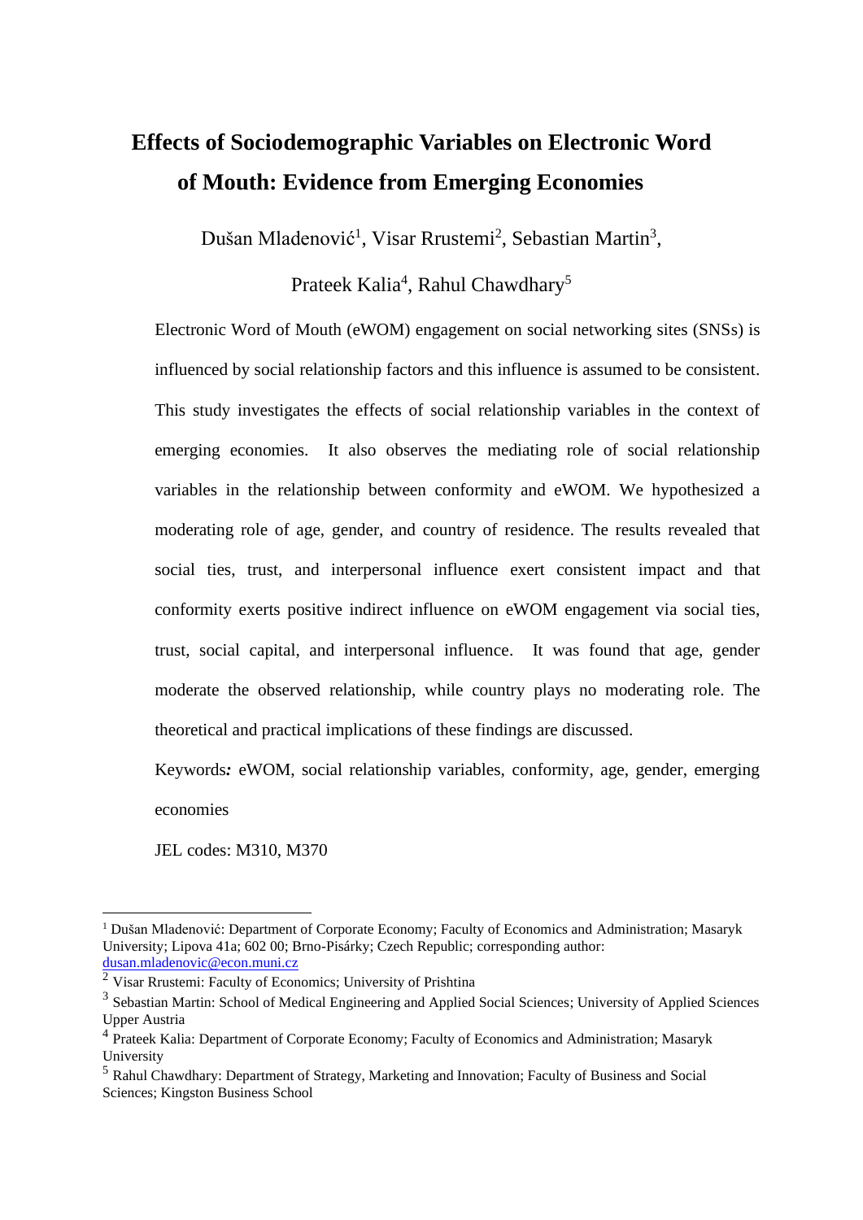# Effects of Sociodemographic Variables on Electronic Word of Mouth: Evidence from Emerging Economies

Dušan Mladenović[1], Visar Rrustemi[2], Sebastian Martin[3], Prateek Kalia[4], Rahul Chawdhary[5]

Electronic Word of Mouth (eWOM) engagement on social networking sites (SNSs) is influenced by social relationship factors and this influence is assumed to be consistent. This study investigates the effects of social relationship variables in the context of emerging economies. It also observes the mediating role of social relationship variables in the relationship between conformity and eWOM. We hypothesized a moderating role of age, gender, and country of residence. The results revealed that social ties, trust, and interpersonal influence exert consistent impact and that conformity exerts positive indirect influence on eWOM engagement via social ties, trust, social capital, and interpersonal influence. It was found that age, gender moderate the observed relationship, while country plays no moderating role. The theoretical and practical implications of these findings are discussed.

Keywords***:*** eWOM, social relationship variables, conformity, age, gender, emerging economies

JEL codes: M310, M370

---

[1] Dušan Mladenović: Department of Corporate Economy; Faculty of Economics and Administration; Masaryk University; Lipova 41a; 602 00; Brno-Pisárky; Czech Republic; corresponding author: dusan.mladenovic@econ.muni.cz

[2] Visar Rrustemi: Faculty of Economics; University of Prishtina

[3] Sebastian Martin: School of Medical Engineering and Applied Social Sciences; University of Applied Sciences Upper Austria

[4] Prateek Kalia: Department of Corporate Economy; Faculty of Economics and Administration; Masaryk University

[5] Rahul Chawdhary: Department of Strategy, Marketing and Innovation; Faculty of Business and Social Sciences; Kingston Business School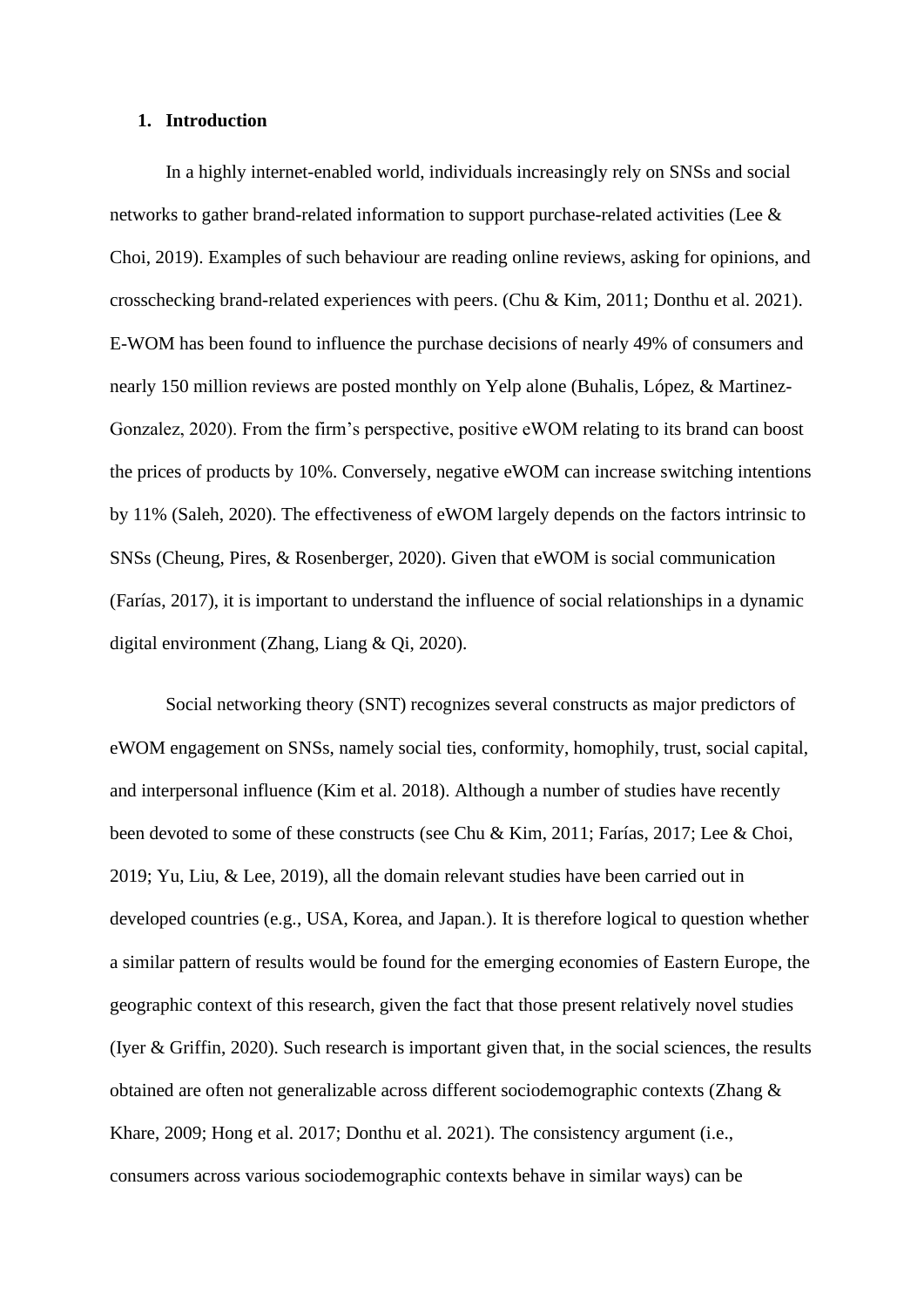## 1. Introduction

In a highly internet-enabled world, individuals increasingly rely on SNSs and social networks to gather brand-related information to support purchase-related activities (Lee & Choi, 2019). Examples of such behaviour are reading online reviews, asking for opinions, and crosschecking brand-related experiences with peers. (Chu & Kim, 2011; Donthu et al. 2021). E-WOM has been found to influence the purchase decisions of nearly 49% of consumers and nearly 150 million reviews are posted monthly on Yelp alone (Buhalis, López, & Martinez-Gonzalez, 2020). From the firm's perspective, positive eWOM relating to its brand can boost the prices of products by 10%. Conversely, negative eWOM can increase switching intentions by 11% (Saleh, 2020). The effectiveness of eWOM largely depends on the factors intrinsic to SNSs (Cheung, Pires, & Rosenberger, 2020). Given that eWOM is social communication (Farías, 2017), it is important to understand the influence of social relationships in a dynamic digital environment (Zhang, Liang & Qi, 2020).

Social networking theory (SNT) recognizes several constructs as major predictors of eWOM engagement on SNSs, namely social ties, conformity, homophily, trust, social capital, and interpersonal influence (Kim et al. 2018). Although a number of studies have recently been devoted to some of these constructs (see Chu & Kim, 2011; Farías, 2017; Lee & Choi, 2019; Yu, Liu, & Lee, 2019), all the domain relevant studies have been carried out in developed countries (e.g., USA, Korea, and Japan.). It is therefore logical to question whether a similar pattern of results would be found for the emerging economies of Eastern Europe, the geographic context of this research, given the fact that those present relatively novel studies (Iyer & Griffin, 2020). Such research is important given that, in the social sciences, the results obtained are often not generalizable across different sociodemographic contexts (Zhang & Khare, 2009; Hong et al. 2017; Donthu et al. 2021). The consistency argument (i.e., consumers across various sociodemographic contexts behave in similar ways) can be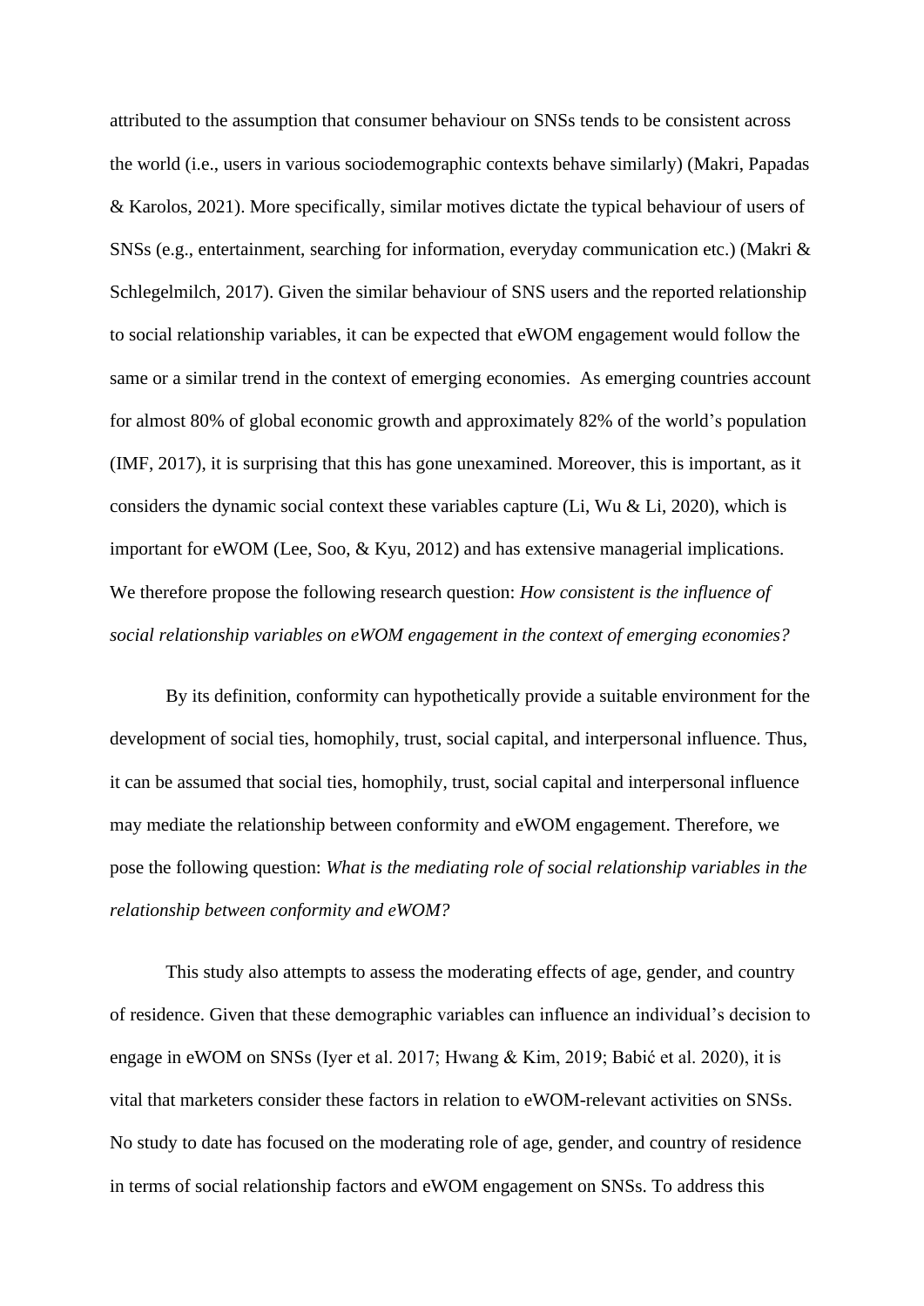attributed to the assumption that consumer behaviour on SNSs tends to be consistent across the world (i.e., users in various sociodemographic contexts behave similarly) (Makri, Papadas & Karolos, 2021). More specifically, similar motives dictate the typical behaviour of users of SNSs (e.g., entertainment, searching for information, everyday communication etc.) (Makri & Schlegelmilch, 2017). Given the similar behaviour of SNS users and the reported relationship to social relationship variables, it can be expected that eWOM engagement would follow the same or a similar trend in the context of emerging economies. As emerging countries account for almost 80% of global economic growth and approximately 82% of the world's population (IMF, 2017), it is surprising that this has gone unexamined. Moreover, this is important, as it considers the dynamic social context these variables capture (Li, Wu & Li, 2020), which is important for eWOM (Lee, Soo, & Kyu, 2012) and has extensive managerial implications. We therefore propose the following research question: *How consistent is the influence of social relationship variables on eWOM engagement in the context of emerging economies?*

By its definition, conformity can hypothetically provide a suitable environment for the development of social ties, homophily, trust, social capital, and interpersonal influence. Thus, it can be assumed that social ties, homophily, trust, social capital and interpersonal influence may mediate the relationship between conformity and eWOM engagement. Therefore, we pose the following question: *What is the mediating role of social relationship variables in the relationship between conformity and eWOM?*

This study also attempts to assess the moderating effects of age, gender, and country of residence. Given that these demographic variables can influence an individual's decision to engage in eWOM on SNSs (Iyer et al. 2017; Hwang & Kim, 2019; Babić et al. 2020), it is vital that marketers consider these factors in relation to eWOM-relevant activities on SNSs. No study to date has focused on the moderating role of age, gender, and country of residence in terms of social relationship factors and eWOM engagement on SNSs. To address this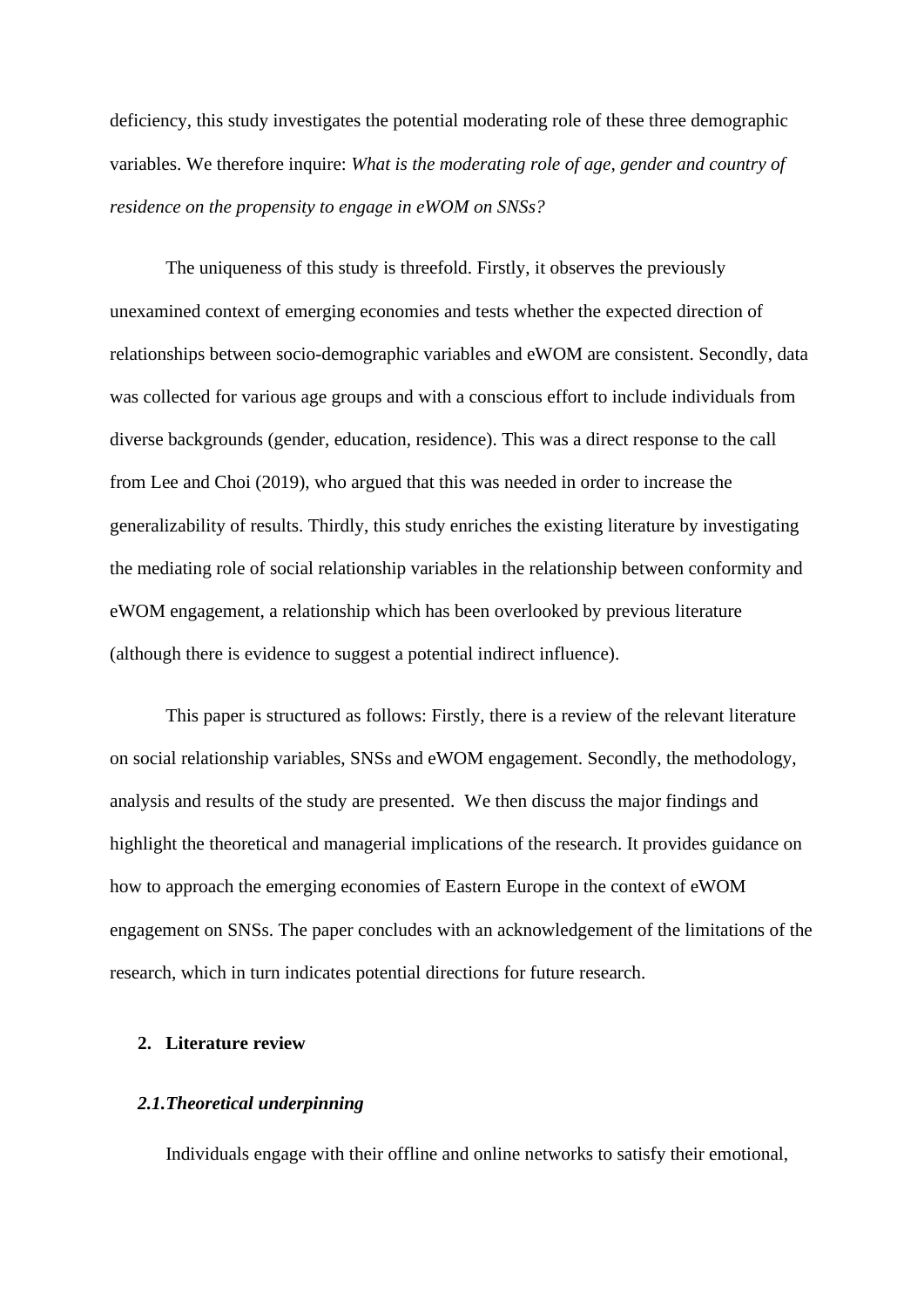deficiency, this study investigates the potential moderating role of these three demographic variables. We therefore inquire: *What is the moderating role of age, gender and country of residence on the propensity to engage in eWOM on SNSs?*

The uniqueness of this study is threefold. Firstly, it observes the previously unexamined context of emerging economies and tests whether the expected direction of relationships between socio-demographic variables and eWOM are consistent. Secondly, data was collected for various age groups and with a conscious effort to include individuals from diverse backgrounds (gender, education, residence). This was a direct response to the call from Lee and Choi (2019), who argued that this was needed in order to increase the generalizability of results. Thirdly, this study enriches the existing literature by investigating the mediating role of social relationship variables in the relationship between conformity and eWOM engagement, a relationship which has been overlooked by previous literature (although there is evidence to suggest a potential indirect influence).

This paper is structured as follows: Firstly, there is a review of the relevant literature on social relationship variables, SNSs and eWOM engagement. Secondly, the methodology, analysis and results of the study are presented. We then discuss the major findings and highlight the theoretical and managerial implications of the research. It provides guidance on how to approach the emerging economies of Eastern Europe in the context of eWOM engagement on SNSs. The paper concludes with an acknowledgement of the limitations of the research, which in turn indicates potential directions for future research.

## 2. Literature review

### *2.1. Theoretical underpinning*

Individuals engage with their offline and online networks to satisfy their emotional,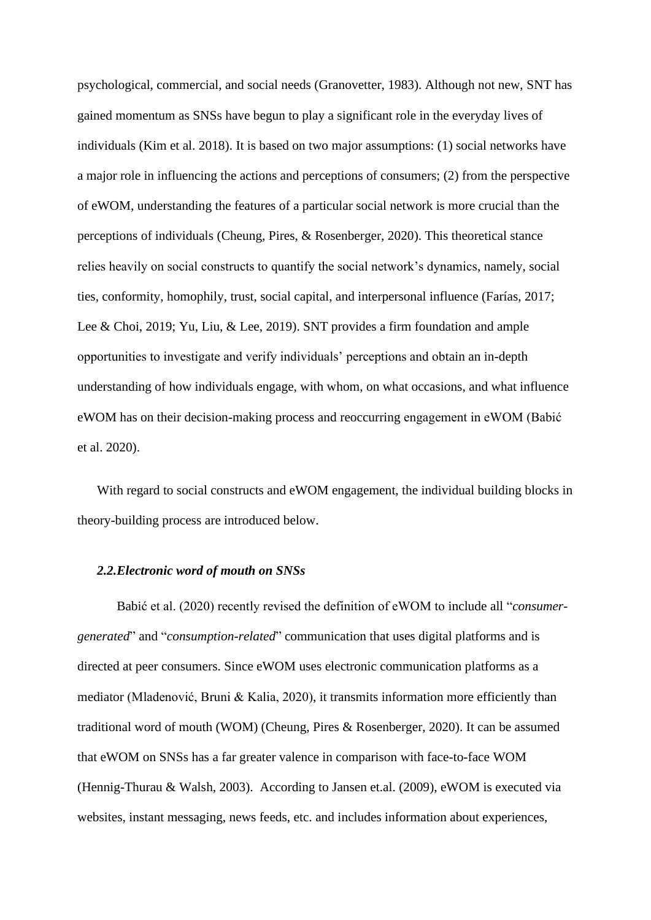psychological, commercial, and social needs (Granovetter, 1983). Although not new, SNT has gained momentum as SNSs have begun to play a significant role in the everyday lives of individuals (Kim et al. 2018). It is based on two major assumptions: (1) social networks have a major role in influencing the actions and perceptions of consumers; (2) from the perspective of eWOM, understanding the features of a particular social network is more crucial than the perceptions of individuals (Cheung, Pires, & Rosenberger, 2020). This theoretical stance relies heavily on social constructs to quantify the social network's dynamics, namely, social ties, conformity, homophily, trust, social capital, and interpersonal influence (Farías, 2017; Lee & Choi, 2019; Yu, Liu, & Lee, 2019). SNT provides a firm foundation and ample opportunities to investigate and verify individuals' perceptions and obtain an in-depth understanding of how individuals engage, with whom, on what occasions, and what influence eWOM has on their decision-making process and reoccurring engagement in eWOM (Babić et al. 2020).

With regard to social constructs and eWOM engagement, the individual building blocks in theory-building process are introduced below.

### *2.2.Electronic word of mouth on SNSs*

Babić et al. (2020) recently revised the definition of eWOM to include all "*consumer-generated*" and "*consumption-related*" communication that uses digital platforms and is directed at peer consumers. Since eWOM uses electronic communication platforms as a mediator (Mladenović, Bruni & Kalia, 2020), it transmits information more efficiently than traditional word of mouth (WOM) (Cheung, Pires & Rosenberger, 2020). It can be assumed that eWOM on SNSs has a far greater valence in comparison with face-to-face WOM (Hennig-Thurau & Walsh, 2003). According to Jansen et.al. (2009), eWOM is executed via websites, instant messaging, news feeds, etc. and includes information about experiences,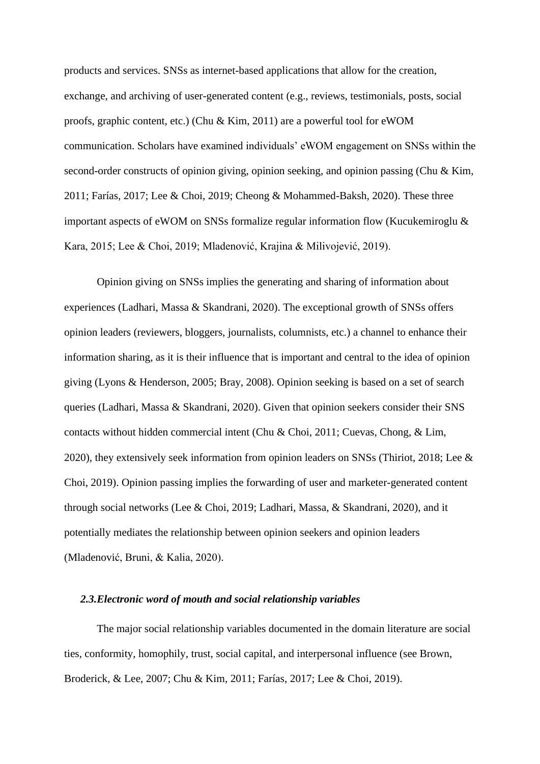products and services. SNSs as internet-based applications that allow for the creation, exchange, and archiving of user-generated content (e.g., reviews, testimonials, posts, social proofs, graphic content, etc.) (Chu & Kim, 2011) are a powerful tool for eWOM communication. Scholars have examined individuals' eWOM engagement on SNSs within the second-order constructs of opinion giving, opinion seeking, and opinion passing (Chu & Kim, 2011; Farías, 2017; Lee & Choi, 2019; Cheong & Mohammed-Baksh, 2020). These three important aspects of eWOM on SNSs formalize regular information flow (Kucukemiroglu & Kara, 2015; Lee & Choi, 2019; Mladenović, Krajina & Milivojević, 2019).

Opinion giving on SNSs implies the generating and sharing of information about experiences (Ladhari, Massa & Skandrani, 2020). The exceptional growth of SNSs offers opinion leaders (reviewers, bloggers, journalists, columnists, etc.) a channel to enhance their information sharing, as it is their influence that is important and central to the idea of opinion giving (Lyons & Henderson, 2005; Bray, 2008). Opinion seeking is based on a set of search queries (Ladhari, Massa & Skandrani, 2020). Given that opinion seekers consider their SNS contacts without hidden commercial intent (Chu & Choi, 2011; Cuevas, Chong, & Lim, 2020), they extensively seek information from opinion leaders on SNSs (Thiriot, 2018; Lee & Choi, 2019). Opinion passing implies the forwarding of user and marketer-generated content through social networks (Lee & Choi, 2019; Ladhari, Massa, & Skandrani, 2020), and it potentially mediates the relationship between opinion seekers and opinion leaders (Mladenović, Bruni, & Kalia, 2020).

### *2.3.Electronic word of mouth and social relationship variables*

The major social relationship variables documented in the domain literature are social ties, conformity, homophily, trust, social capital, and interpersonal influence (see Brown, Broderick, & Lee, 2007; Chu & Kim, 2011; Farías, 2017; Lee & Choi, 2019).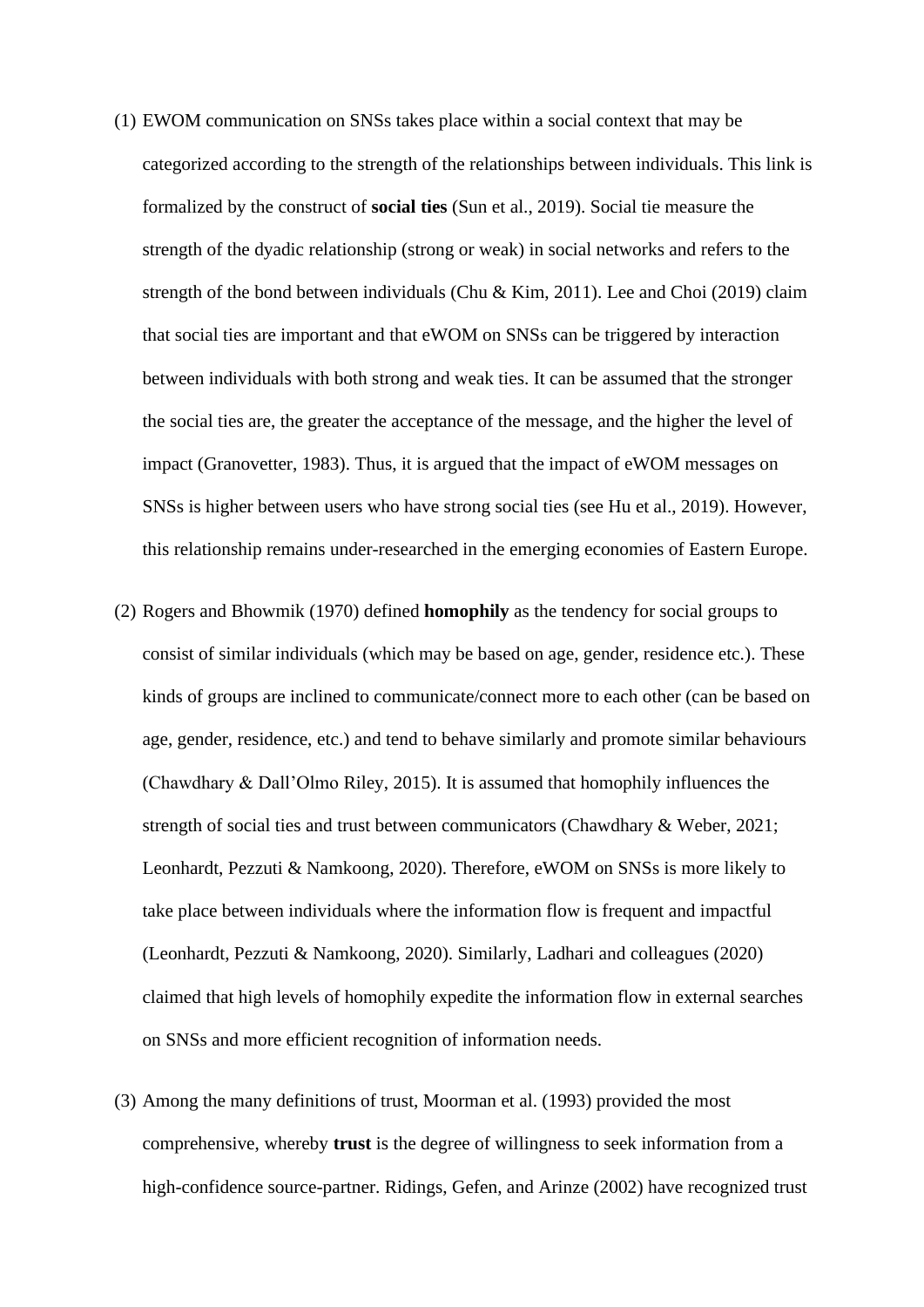(1) EWOM communication on SNSs takes place within a social context that may be categorized according to the strength of the relationships between individuals. This link is formalized by the construct of **social ties** (Sun et al., 2019). Social tie measure the strength of the dyadic relationship (strong or weak) in social networks and refers to the strength of the bond between individuals (Chu & Kim, 2011). Lee and Choi (2019) claim that social ties are important and that eWOM on SNSs can be triggered by interaction between individuals with both strong and weak ties. It can be assumed that the stronger the social ties are, the greater the acceptance of the message, and the higher the level of impact (Granovetter, 1983). Thus, it is argued that the impact of eWOM messages on SNSs is higher between users who have strong social ties (see Hu et al., 2019). However, this relationship remains under-researched in the emerging economies of Eastern Europe.

(2) Rogers and Bhowmik (1970) defined **homophily** as the tendency for social groups to consist of similar individuals (which may be based on age, gender, residence etc.). These kinds of groups are inclined to communicate/connect more to each other (can be based on age, gender, residence, etc.) and tend to behave similarly and promote similar behaviours (Chawdhary & Dall'Olmo Riley, 2015). It is assumed that homophily influences the strength of social ties and trust between communicators (Chawdhary & Weber, 2021; Leonhardt, Pezzuti & Namkoong, 2020). Therefore, eWOM on SNSs is more likely to take place between individuals where the information flow is frequent and impactful (Leonhardt, Pezzuti & Namkoong, 2020). Similarly, Ladhari and colleagues (2020) claimed that high levels of homophily expedite the information flow in external searches on SNSs and more efficient recognition of information needs.

(3) Among the many definitions of trust, Moorman et al. (1993) provided the most comprehensive, whereby **trust** is the degree of willingness to seek information from a high-confidence source-partner. Ridings, Gefen, and Arinze (2002) have recognized trust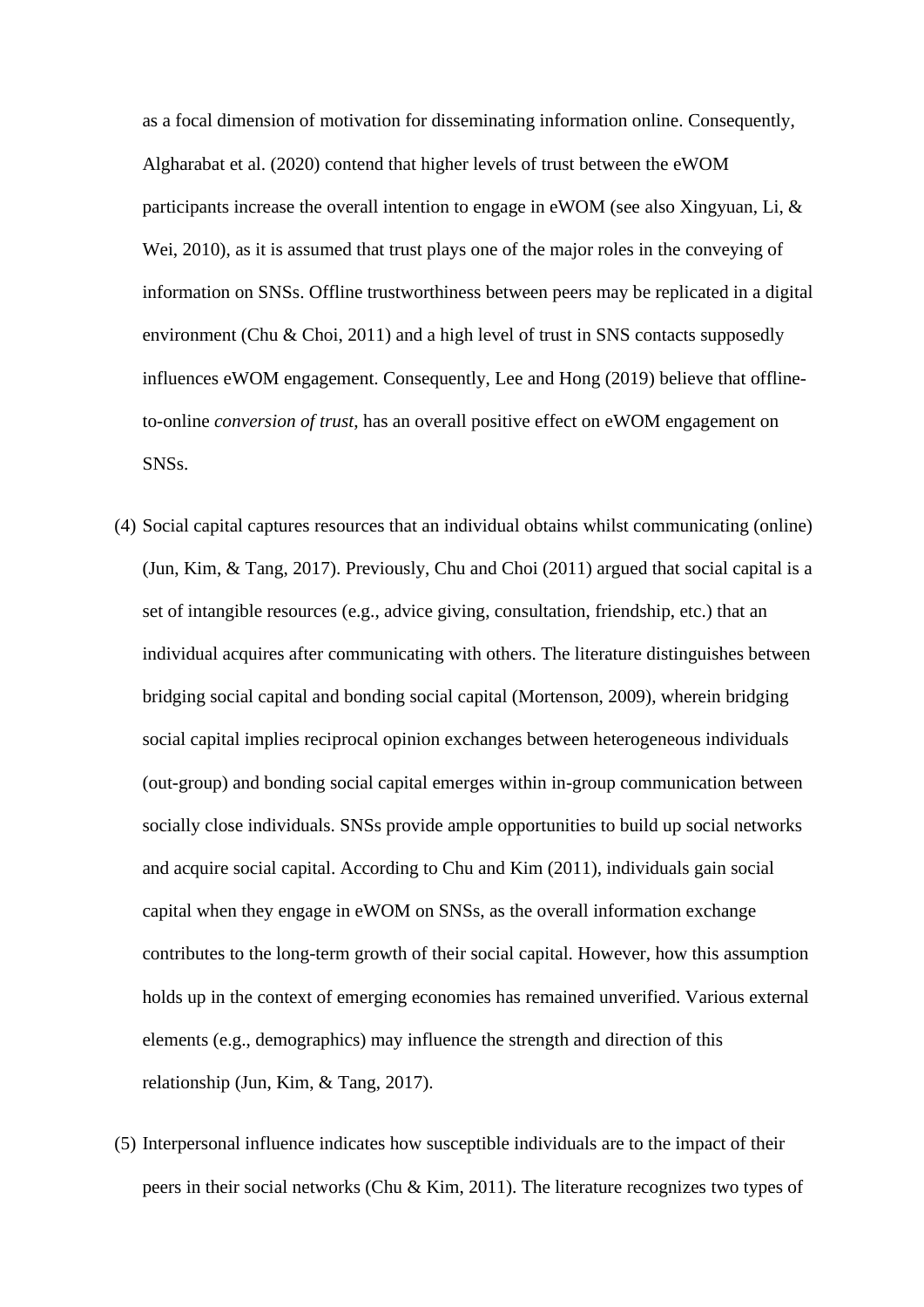as a focal dimension of motivation for disseminating information online. Consequently, Algharabat et al. (2020) contend that higher levels of trust between the eWOM participants increase the overall intention to engage in eWOM (see also Xingyuan, Li, & Wei, 2010), as it is assumed that trust plays one of the major roles in the conveying of information on SNSs. Offline trustworthiness between peers may be replicated in a digital environment (Chu & Choi, 2011) and a high level of trust in SNS contacts supposedly influences eWOM engagement. Consequently, Lee and Hong (2019) believe that offline-to-online *conversion of trust*, has an overall positive effect on eWOM engagement on SNSs.

(4) Social capital captures resources that an individual obtains whilst communicating (online) (Jun, Kim, & Tang, 2017). Previously, Chu and Choi (2011) argued that social capital is a set of intangible resources (e.g., advice giving, consultation, friendship, etc.) that an individual acquires after communicating with others. The literature distinguishes between bridging social capital and bonding social capital (Mortenson, 2009), wherein bridging social capital implies reciprocal opinion exchanges between heterogeneous individuals (out-group) and bonding social capital emerges within in-group communication between socially close individuals. SNSs provide ample opportunities to build up social networks and acquire social capital. According to Chu and Kim (2011), individuals gain social capital when they engage in eWOM on SNSs, as the overall information exchange contributes to the long-term growth of their social capital. However, how this assumption holds up in the context of emerging economies has remained unverified. Various external elements (e.g., demographics) may influence the strength and direction of this relationship (Jun, Kim, & Tang, 2017).

(5) Interpersonal influence indicates how susceptible individuals are to the impact of their peers in their social networks (Chu & Kim, 2011). The literature recognizes two types of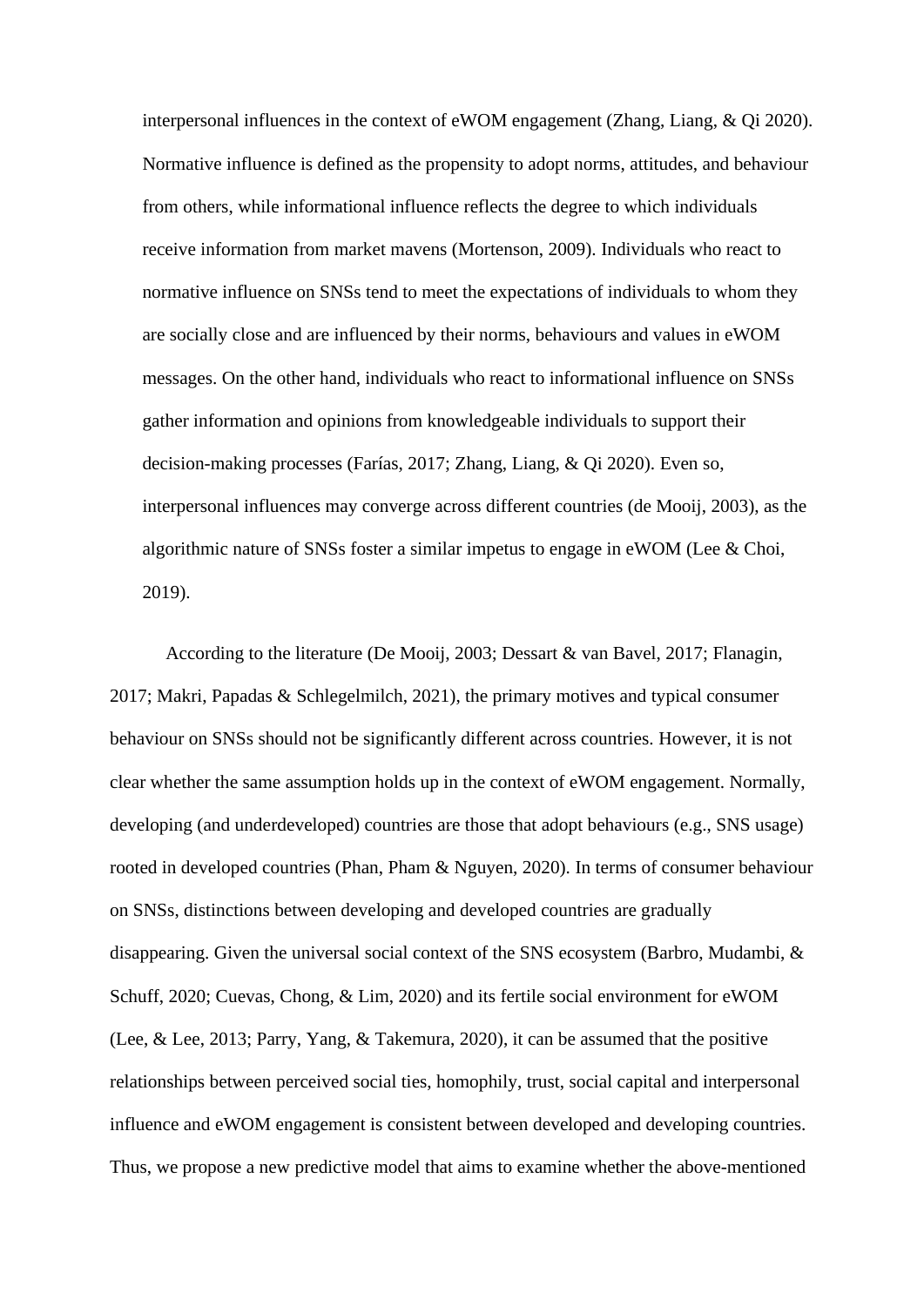interpersonal influences in the context of eWOM engagement (Zhang, Liang, & Qi 2020). Normative influence is defined as the propensity to adopt norms, attitudes, and behaviour from others, while informational influence reflects the degree to which individuals receive information from market mavens (Mortenson, 2009). Individuals who react to normative influence on SNSs tend to meet the expectations of individuals to whom they are socially close and are influenced by their norms, behaviours and values in eWOM messages. On the other hand, individuals who react to informational influence on SNSs gather information and opinions from knowledgeable individuals to support their decision-making processes (Farías, 2017; Zhang, Liang, & Qi 2020). Even so, interpersonal influences may converge across different countries (de Mooij, 2003), as the algorithmic nature of SNSs foster a similar impetus to engage in eWOM (Lee & Choi, 2019).

According to the literature (De Mooij, 2003; Dessart & van Bavel, 2017; Flanagin, 2017; Makri, Papadas & Schlegelmilch, 2021), the primary motives and typical consumer behaviour on SNSs should not be significantly different across countries. However, it is not clear whether the same assumption holds up in the context of eWOM engagement. Normally, developing (and underdeveloped) countries are those that adopt behaviours (e.g., SNS usage) rooted in developed countries (Phan, Pham & Nguyen, 2020). In terms of consumer behaviour on SNSs, distinctions between developing and developed countries are gradually disappearing. Given the universal social context of the SNS ecosystem (Barbro, Mudambi, & Schuff, 2020; Cuevas, Chong, & Lim, 2020) and its fertile social environment for eWOM (Lee, & Lee, 2013; Parry, Yang, & Takemura, 2020), it can be assumed that the positive relationships between perceived social ties, homophily, trust, social capital and interpersonal influence and eWOM engagement is consistent between developed and developing countries. Thus, we propose a new predictive model that aims to examine whether the above-mentioned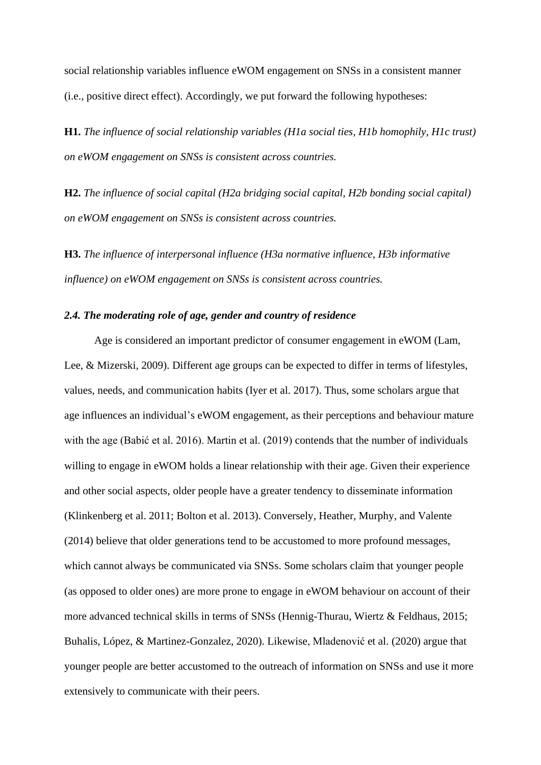social relationship variables influence eWOM engagement on SNSs in a consistent manner (i.e., positive direct effect). Accordingly, we put forward the following hypotheses:

**H1.** *The influence of social relationship variables (H1a social ties, H1b homophily, H1c trust) on eWOM engagement on SNSs is consistent across countries.*

**H2.** *The influence of social capital (H2a bridging social capital, H2b bonding social capital) on eWOM engagement on SNSs is consistent across countries.*

**H3.** *The influence of interpersonal influence (H3a normative influence, H3b informative influence) on eWOM engagement on SNSs is consistent across countries.*

### *2.4. The moderating role of age, gender and country of residence*

Age is considered an important predictor of consumer engagement in eWOM (Lam, Lee, & Mizerski, 2009). Different age groups can be expected to differ in terms of lifestyles, values, needs, and communication habits (Iyer et al. 2017). Thus, some scholars argue that age influences an individual's eWOM engagement, as their perceptions and behaviour mature with the age (Babić et al. 2016). Martin et al. (2019) contends that the number of individuals willing to engage in eWOM holds a linear relationship with their age. Given their experience and other social aspects, older people have a greater tendency to disseminate information (Klinkenberg et al. 2011; Bolton et al. 2013). Conversely, Heather, Murphy, and Valente (2014) believe that older generations tend to be accustomed to more profound messages, which cannot always be communicated via SNSs. Some scholars claim that younger people (as opposed to older ones) are more prone to engage in eWOM behaviour on account of their more advanced technical skills in terms of SNSs (Hennig-Thurau, Wiertz & Feldhaus, 2015; Buhalis, López, & Martinez-Gonzalez, 2020). Likewise, Mladenović et al. (2020) argue that younger people are better accustomed to the outreach of information on SNSs and use it more extensively to communicate with their peers.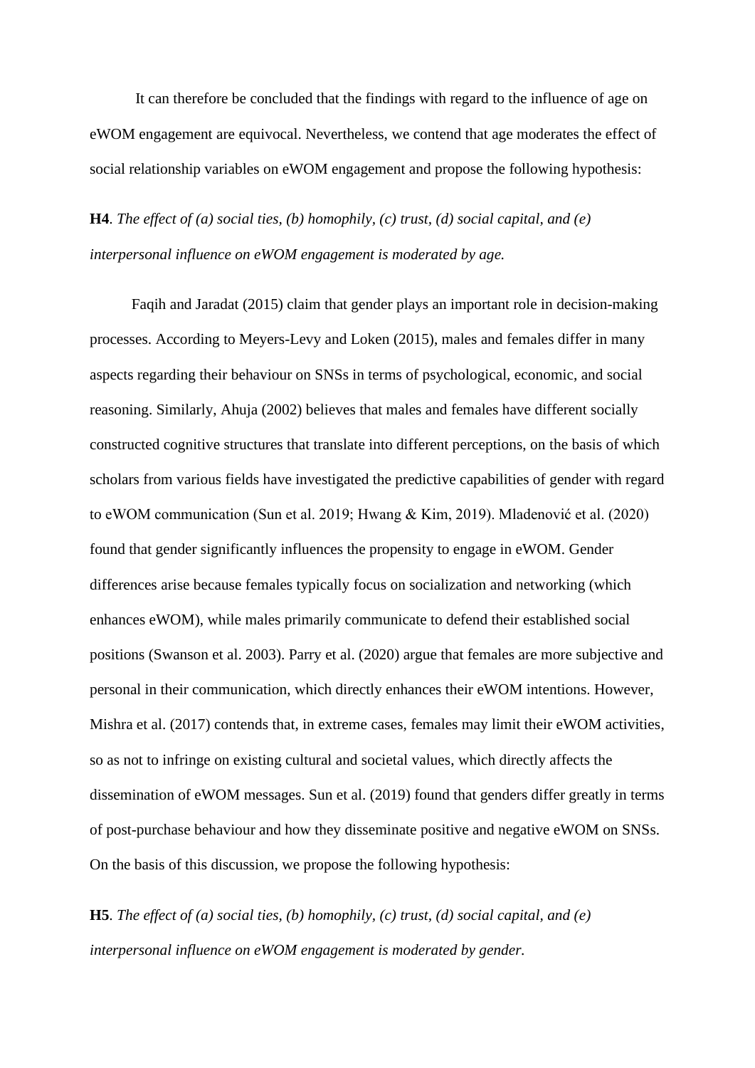It can therefore be concluded that the findings with regard to the influence of age on eWOM engagement are equivocal. Nevertheless, we contend that age moderates the effect of social relationship variables on eWOM engagement and propose the following hypothesis:

**H4**. *The effect of (a) social ties, (b) homophily, (c) trust, (d) social capital, and (e) interpersonal influence on eWOM engagement is moderated by age.*

Faqih and Jaradat (2015) claim that gender plays an important role in decision-making processes. According to Meyers-Levy and Loken (2015), males and females differ in many aspects regarding their behaviour on SNSs in terms of psychological, economic, and social reasoning. Similarly, Ahuja (2002) believes that males and females have different socially constructed cognitive structures that translate into different perceptions, on the basis of which scholars from various fields have investigated the predictive capabilities of gender with regard to eWOM communication (Sun et al. 2019; Hwang & Kim, 2019). Mladenović et al. (2020) found that gender significantly influences the propensity to engage in eWOM. Gender differences arise because females typically focus on socialization and networking (which enhances eWOM), while males primarily communicate to defend their established social positions (Swanson et al. 2003). Parry et al. (2020) argue that females are more subjective and personal in their communication, which directly enhances their eWOM intentions. However, Mishra et al. (2017) contends that, in extreme cases, females may limit their eWOM activities, so as not to infringe on existing cultural and societal values, which directly affects the dissemination of eWOM messages. Sun et al. (2019) found that genders differ greatly in terms of post-purchase behaviour and how they disseminate positive and negative eWOM on SNSs. On the basis of this discussion, we propose the following hypothesis:

**H5**. *The effect of (a) social ties, (b) homophily, (c) trust, (d) social capital, and (e) interpersonal influence on eWOM engagement is moderated by gender.*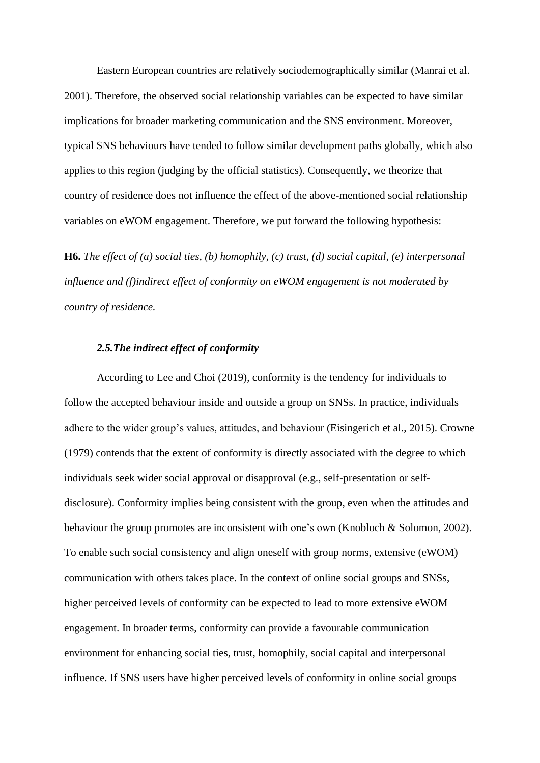Eastern European countries are relatively sociodemographically similar (Manrai et al. 2001). Therefore, the observed social relationship variables can be expected to have similar implications for broader marketing communication and the SNS environment. Moreover, typical SNS behaviours have tended to follow similar development paths globally, which also applies to this region (judging by the official statistics). Consequently, we theorize that country of residence does not influence the effect of the above-mentioned social relationship variables on eWOM engagement. Therefore, we put forward the following hypothesis:

**H6.** *The effect of (a) social ties, (b) homophily, (c) trust, (d) social capital, (e) interpersonal influence and (f)indirect effect of conformity on eWOM engagement is not moderated by country of residence.*

### *2.5.The indirect effect of conformity*

According to Lee and Choi (2019), conformity is the tendency for individuals to follow the accepted behaviour inside and outside a group on SNSs. In practice, individuals adhere to the wider group's values, attitudes, and behaviour (Eisingerich et al., 2015). Crowne (1979) contends that the extent of conformity is directly associated with the degree to which individuals seek wider social approval or disapproval (e.g., self-presentation or self-disclosure). Conformity implies being consistent with the group, even when the attitudes and behaviour the group promotes are inconsistent with one's own (Knobloch & Solomon, 2002). To enable such social consistency and align oneself with group norms, extensive (eWOM) communication with others takes place. In the context of online social groups and SNSs, higher perceived levels of conformity can be expected to lead to more extensive eWOM engagement. In broader terms, conformity can provide a favourable communication environment for enhancing social ties, trust, homophily, social capital and interpersonal influence. If SNS users have higher perceived levels of conformity in online social groups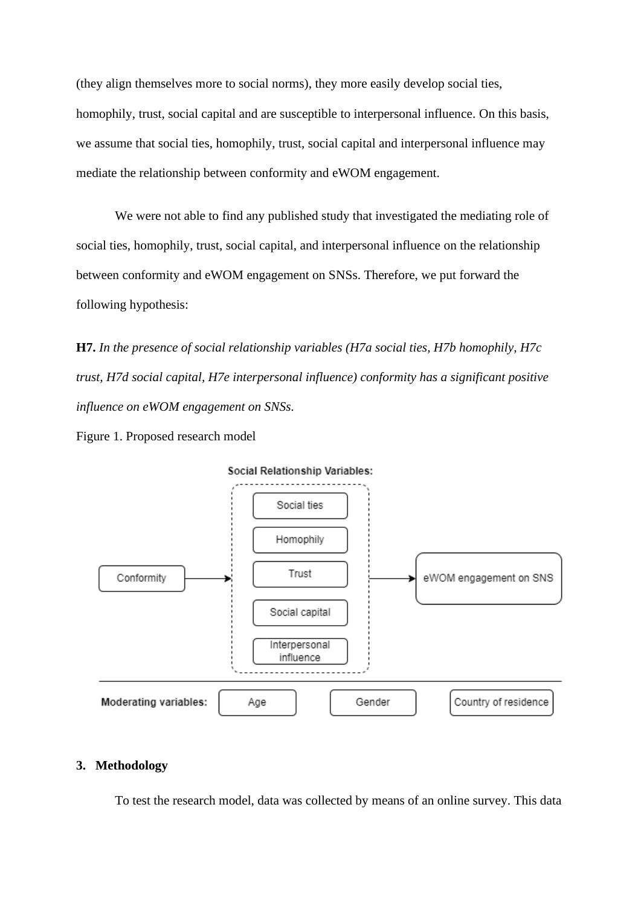(they align themselves more to social norms), they more easily develop social ties, homophily, trust, social capital and are susceptible to interpersonal influence. On this basis, we assume that social ties, homophily, trust, social capital and interpersonal influence may mediate the relationship between conformity and eWOM engagement.

We were not able to find any published study that investigated the mediating role of social ties, homophily, trust, social capital, and interpersonal influence on the relationship between conformity and eWOM engagement on SNSs. Therefore, we put forward the following hypothesis:

**H7.** *In the presence of social relationship variables (H7a social ties, H7b homophily, H7c trust, H7d social capital, H7e interpersonal influence) conformity has a significant positive influence on eWOM engagement on SNSs.*

Figure 1. Proposed research model

## 3. Methodology

To test the research model, data was collected by means of an online survey. This data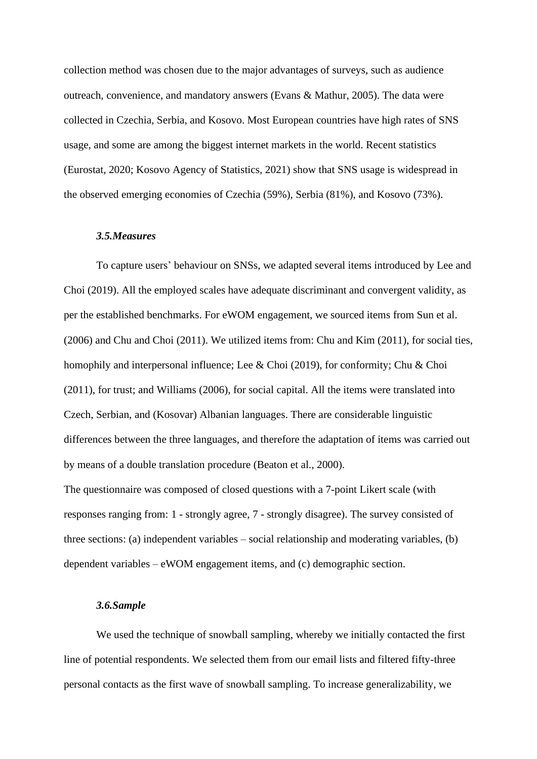collection method was chosen due to the major advantages of surveys, such as audience outreach, convenience, and mandatory answers (Evans & Mathur, 2005). The data were collected in Czechia, Serbia, and Kosovo. Most European countries have high rates of SNS usage, and some are among the biggest internet markets in the world. Recent statistics (Eurostat, 2020; Kosovo Agency of Statistics, 2021) show that SNS usage is widespread in the observed emerging economies of Czechia (59%), Serbia (81%), and Kosovo (73%).

### *3.5.Measures*

To capture users' behaviour on SNSs, we adapted several items introduced by Lee and Choi (2019). All the employed scales have adequate discriminant and convergent validity, as per the established benchmarks. For eWOM engagement, we sourced items from Sun et al. (2006) and Chu and Choi (2011). We utilized items from: Chu and Kim (2011), for social ties, homophily and interpersonal influence; Lee & Choi (2019), for conformity; Chu & Choi (2011), for trust; and Williams (2006), for social capital. All the items were translated into Czech, Serbian, and (Kosovar) Albanian languages. There are considerable linguistic differences between the three languages, and therefore the adaptation of items was carried out by means of a double translation procedure (Beaton et al., 2000).

The questionnaire was composed of closed questions with a 7-point Likert scale (with responses ranging from: 1 - strongly agree, 7 - strongly disagree). The survey consisted of three sections: (a) independent variables – social relationship and moderating variables, (b) dependent variables – eWOM engagement items, and (c) demographic section.

### *3.6.Sample*

We used the technique of snowball sampling, whereby we initially contacted the first line of potential respondents. We selected them from our email lists and filtered fifty-three personal contacts as the first wave of snowball sampling. To increase generalizability, we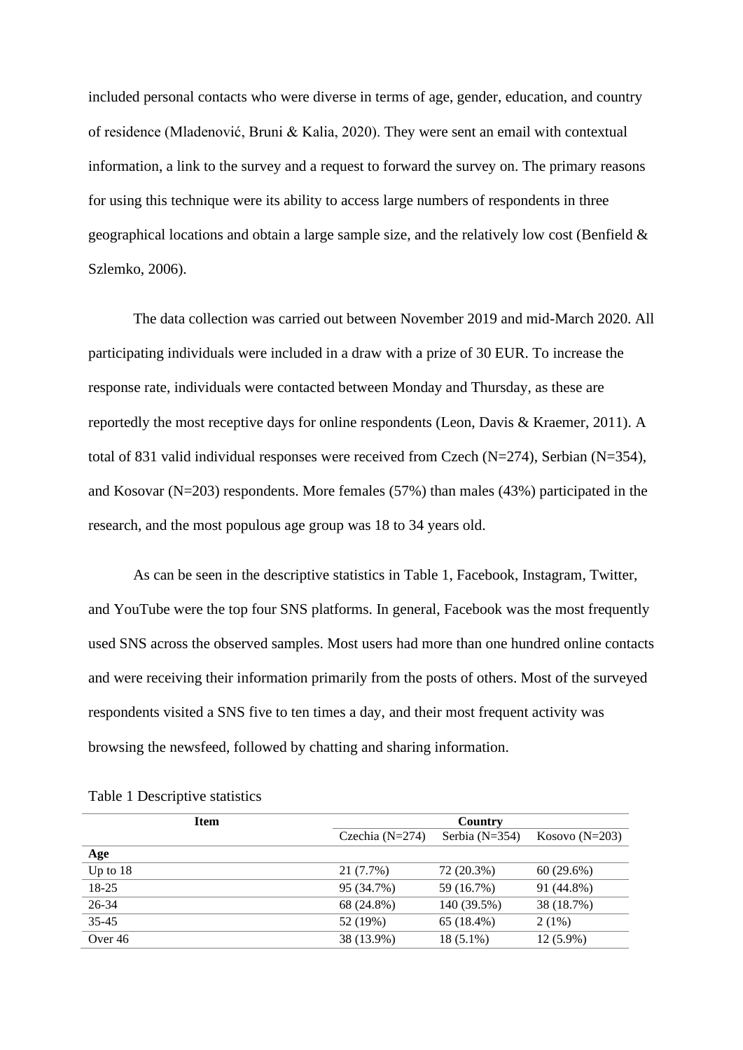included personal contacts who were diverse in terms of age, gender, education, and country of residence (Mladenović, Bruni & Kalia, 2020). They were sent an email with contextual information, a link to the survey and a request to forward the survey on. The primary reasons for using this technique were its ability to access large numbers of respondents in three geographical locations and obtain a large sample size, and the relatively low cost (Benfield & Szlemko, 2006).

The data collection was carried out between November 2019 and mid-March 2020. All participating individuals were included in a draw with a prize of 30 EUR. To increase the response rate, individuals were contacted between Monday and Thursday, as these are reportedly the most receptive days for online respondents (Leon, Davis & Kraemer, 2011). A total of 831 valid individual responses were received from Czech (N=274), Serbian (N=354), and Kosovar (N=203) respondents. More females (57%) than males (43%) participated in the research, and the most populous age group was 18 to 34 years old.

As can be seen in the descriptive statistics in Table 1, Facebook, Instagram, Twitter, and YouTube were the top four SNS platforms. In general, Facebook was the most frequently used SNS across the observed samples. Most users had more than one hundred online contacts and were receiving their information primarily from the posts of others. Most of the surveyed respondents visited a SNS five to ten times a day, and their most frequent activity was browsing the newsfeed, followed by chatting and sharing information.

Table 1 Descriptive statistics

| Item | Country | | |
|---|---|---|---|
| | Czechia (N=274) | Serbia (N=354) | Kosovo (N=203) |
| **Age** | | | |
| Up to 18 | 21 (7.7%) | 72 (20.3%) | 60 (29.6%) |
| 18-25 | 95 (34.7%) | 59 (16.7%) | 91 (44.8%) |
| 26-34 | 68 (24.8%) | 140 (39.5%) | 38 (18.7%) |
| 35-45 | 52 (19%) | 65 (18.4%) | 2 (1%) |
| Over 46 | 38 (13.9%) | 18 (5.1%) | 12 (5.9%) |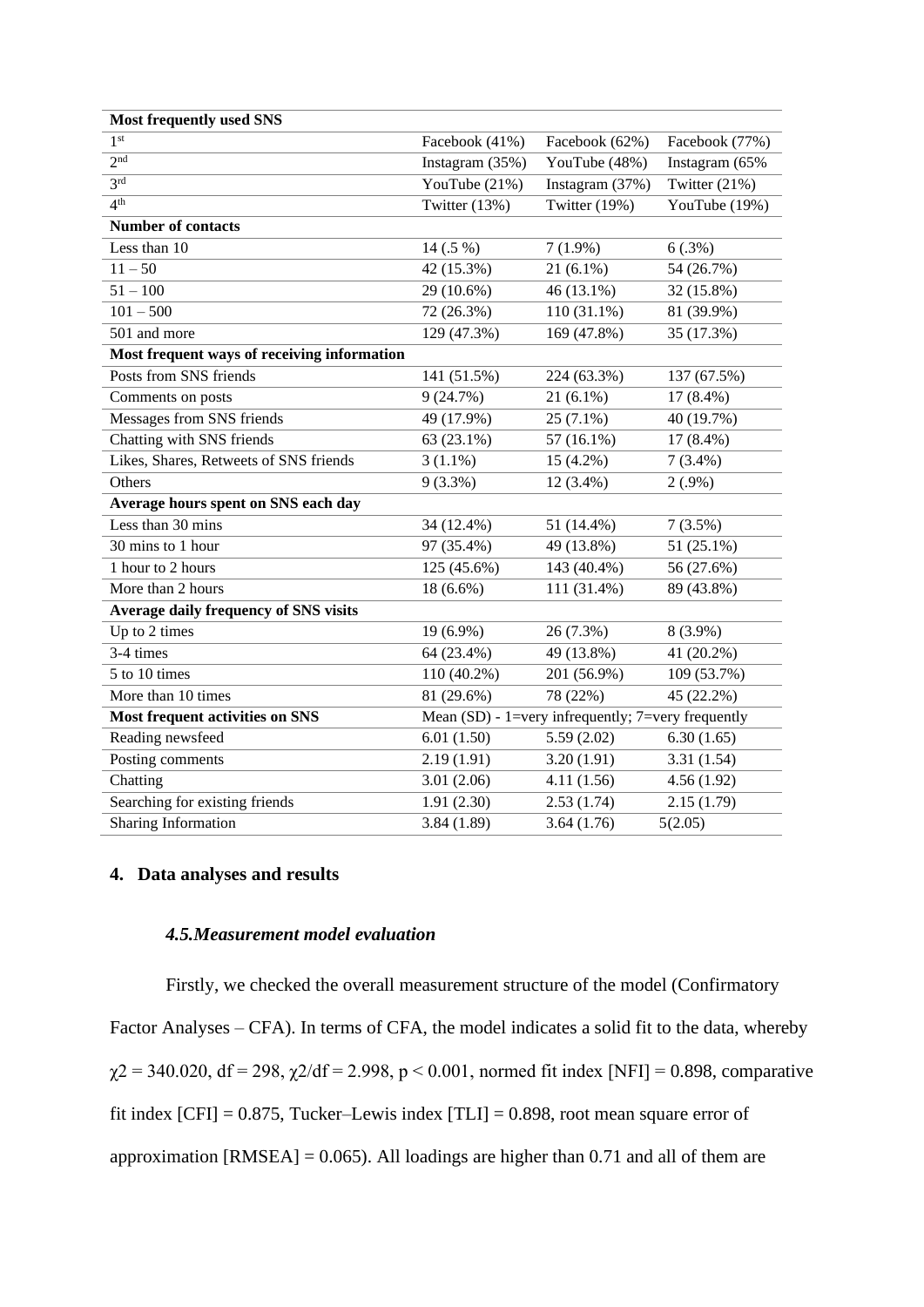| Most frequently used SNS | | | |
|---|---|---|---|
| 1st | Facebook (41%) | Facebook (62%) | Facebook (77%) |
| 2nd | Instagram (35%) | YouTube (48%) | Instagram (65% |
| 3rd | YouTube (21%) | Instagram (37%) | Twitter (21%) |
| 4th | Twitter (13%) | Twitter (19%) | YouTube (19%) |
| **Number of contacts** | | | |
| Less than 10 | 14 (.5 %) | 7 (1.9%) | 6 (.3%) |
| 11 – 50 | 42 (15.3%) | 21 (6.1%) | 54 (26.7%) |
| 51 – 100 | 29 (10.6%) | 46 (13.1%) | 32 (15.8%) |
| 101 – 500 | 72 (26.3%) | 110 (31.1%) | 81 (39.9%) |
| 501 and more | 129 (47.3%) | 169 (47.8%) | 35 (17.3%) |
| **Most frequent ways of receiving information** | | | |
| Posts from SNS friends | 141 (51.5%) | 224 (63.3%) | 137 (67.5%) |
| Comments on posts | 9 (24.7%) | 21 (6.1%) | 17 (8.4%) |
| Messages from SNS friends | 49 (17.9%) | 25 (7.1%) | 40 (19.7%) |
| Chatting with SNS friends | 63 (23.1%) | 57 (16.1%) | 17 (8.4%) |
| Likes, Shares, Retweets of SNS friends | 3 (1.1%) | 15 (4.2%) | 7 (3.4%) |
| Others | 9 (3.3%) | 12 (3.4%) | 2 (.9%) |
| **Average hours spent on SNS each day** | | | |
| Less than 30 mins | 34 (12.4%) | 51 (14.4%) | 7 (3.5%) |
| 30 mins to 1 hour | 97 (35.4%) | 49 (13.8%) | 51 (25.1%) |
| 1 hour to 2 hours | 125 (45.6%) | 143 (40.4%) | 56 (27.6%) |
| More than 2 hours | 18 (6.6%) | 111 (31.4%) | 89 (43.8%) |
| **Average daily frequency of SNS visits** | | | |
| Up to 2 times | 19 (6.9%) | 26 (7.3%) | 8 (3.9%) |
| 3-4 times | 64 (23.4%) | 49 (13.8%) | 41 (20.2%) |
| 5 to 10 times | 110 (40.2%) | 201 (56.9%) | 109 (53.7%) |
| More than 10 times | 81 (29.6%) | 78 (22%) | 45 (22.2%) |
| **Most frequent activities on SNS** | Mean (SD) - 1=very infrequently; 7=very frequently | | |
| Reading newsfeed | 6.01 (1.50) | 5.59 (2.02) | 6.30 (1.65) |
| Posting comments | 2.19 (1.91) | 3.20 (1.91) | 3.31 (1.54) |
| Chatting | 3.01 (2.06) | 4.11 (1.56) | 4.56 (1.92) |
| Searching for existing friends | 1.91 (2.30) | 2.53 (1.74) | 2.15 (1.79) |
| Sharing Information | 3.84 (1.89) | 3.64 (1.76) | 5(2.05) |

## 4. Data analyses and results

### *4.5.Measurement model evaluation*

Firstly, we checked the overall measurement structure of the model (Confirmatory Factor Analyses – CFA). In terms of CFA, the model indicates a solid fit to the data, whereby $\chi2 = 340.020$, df = 298, $\chi2/df = 2.998$, $p < 0.001$, normed fit index [NFI] = 0.898, comparative fit index [CFI] = 0.875, Tucker–Lewis index [TLI] = 0.898, root mean square error of approximation [RMSEA] = 0.065). All loadings are higher than 0.71 and all of them are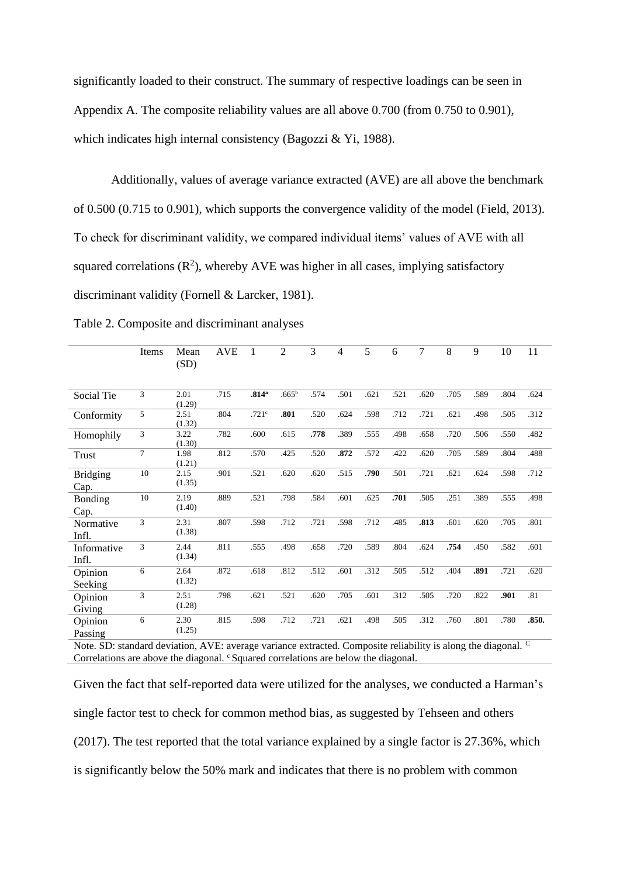significantly loaded to their construct. The summary of respective loadings can be seen in Appendix A. The composite reliability values are all above 0.700 (from 0.750 to 0.901), which indicates high internal consistency (Bagozzi & Yi, 1988).

Additionally, values of average variance extracted (AVE) are all above the benchmark of 0.500 (0.715 to 0.901), which supports the convergence validity of the model (Field, 2013). To check for discriminant validity, we compared individual items' values of AVE with all squared correlations ($R^2$), whereby AVE was higher in all cases, implying satisfactory discriminant validity (Fornell & Larcker, 1981).

Table 2. Composite and discriminant analyses

| | Items | Mean (SD) | AVE | 1 | 2 | 3 | 4 | 5 | 6 | 7 | 8 | 9 | 10 | 11 |
|---|---|---|---|---|---|---|---|---|---|---|---|---|---|---|
| Social Tie | 3 | 2.01 (1.29) | .715 | **.814**[a] | .665[b] | .574 | .501 | .621 | .521 | .620 | .705 | .589 | .804 | .624 |
| Conformity | 5 | 2.51 (1.32) | .804 | .721[c] | **.801** | .520 | .624 | .598 | .712 | .721 | .621 | .498 | .505 | .312 |
| Homophily | 3 | 3.22 (1.30) | .782 | .600 | .615 | **.778** | .389 | .555 | .498 | .658 | .720 | .506 | .550 | .482 |
| Trust | 7 | 1.98 (1.21) | .812 | .570 | .425 | .520 | **.872** | .572 | .422 | .620 | .705 | .589 | .804 | .488 |
| Bridging Cap. | 10 | 2.15 (1.35) | .901 | .521 | .620 | .620 | .515 | **.790** | .501 | .721 | .621 | .624 | .598 | .712 |
| Bonding Cap. | 10 | 2.19 (1.40) | .889 | .521 | .798 | .584 | .601 | .625 | **.701** | .505 | .251 | .389 | .555 | .498 |
| Normative Infl. | 3 | 2.31 (1.38) | .807 | .598 | .712 | .721 | .598 | .712 | .485 | **.813** | .601 | .620 | .705 | .801 |
| Informative Infl. | 3 | 2.44 (1.34) | .811 | .555 | .498 | .658 | .720 | .589 | .804 | .624 | **.754** | .450 | .582 | .601 |
| Opinion Seeking | 6 | 2.64 (1.32) | .872 | .618 | .812 | .512 | .601 | .312 | .505 | .512 | .404 | **.891** | .721 | .620 |
| Opinion Giving | 3 | 2.51 (1.28) | .798 | .621 | .521 | .620 | .705 | .601 | .312 | .505 | .720 | .822 | **.901** | .81 |
| Opinion Passing | 6 | 2.30 (1.25) | .815 | .598 | .712 | .721 | .621 | .498 | .505 | .312 | .760 | .801 | .780 | **.850.** |

Note. SD: standard deviation, AVE: average variance extracted. Composite reliability is along the diagonal. [C] Correlations are above the diagonal. [c] Squared correlations are below the diagonal.

Given the fact that self-reported data were utilized for the analyses, we conducted a Harman's single factor test to check for common method bias, as suggested by Tehseen and others (2017). The test reported that the total variance explained by a single factor is 27.36%, which is significantly below the 50% mark and indicates that there is no problem with common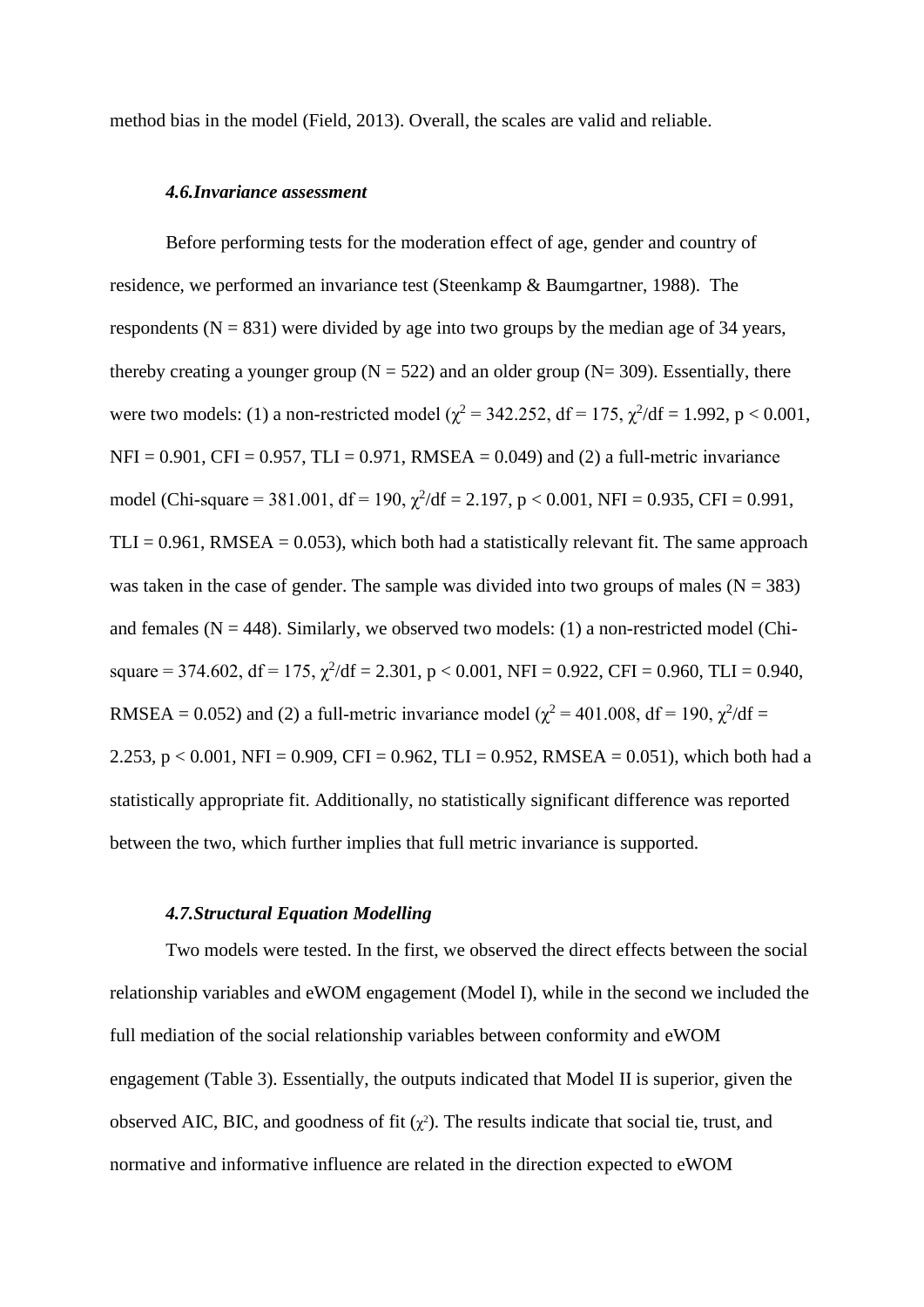method bias in the model (Field, 2013). Overall, the scales are valid and reliable.

### *4.6.Invariance assessment*

Before performing tests for the moderation effect of age, gender and country of residence, we performed an invariance test (Steenkamp & Baumgartner, 1988). The respondents (N = 831) were divided by age into two groups by the median age of 34 years, thereby creating a younger group (N = 522) and an older group (N= 309). Essentially, there were two models: (1) a non-restricted model ($\chi^2$ = 342.252, df = 175, $\chi^2$/df = 1.992, $p < 0.001$, NFI = 0.901, CFI = 0.957, TLI = 0.971, RMSEA = 0.049) and (2) a full-metric invariance model (Chi-square = 381.001, df = 190, $\chi^2$/df = 2.197, $p < 0.001$, NFI = 0.935, CFI = 0.991, TLI = 0.961, RMSEA = 0.053), which both had a statistically relevant fit. The same approach was taken in the case of gender. The sample was divided into two groups of males (N = 383) and females (N = 448). Similarly, we observed two models: (1) a non-restricted model (Chi-square = 374.602, df = 175, $\chi^2$/df = 2.301, $p < 0.001$, NFI = 0.922, CFI = 0.960, TLI = 0.940, RMSEA = 0.052) and (2) a full-metric invariance model ($\chi^2$ = 401.008, df = 190, $\chi^2$/df = 2.253, $p < 0.001$, NFI = 0.909, CFI = 0.962, TLI = 0.952, RMSEA = 0.051), which both had a statistically appropriate fit. Additionally, no statistically significant difference was reported between the two, which further implies that full metric invariance is supported.

### *4.7.Structural Equation Modelling*

Two models were tested. In the first, we observed the direct effects between the social relationship variables and eWOM engagement (Model I), while in the second we included the full mediation of the social relationship variables between conformity and eWOM engagement (Table 3). Essentially, the outputs indicated that Model II is superior, given the observed AIC, BIC, and goodness of fit ($\chi^2$). The results indicate that social tie, trust, and normative and informative influence are related in the direction expected to eWOM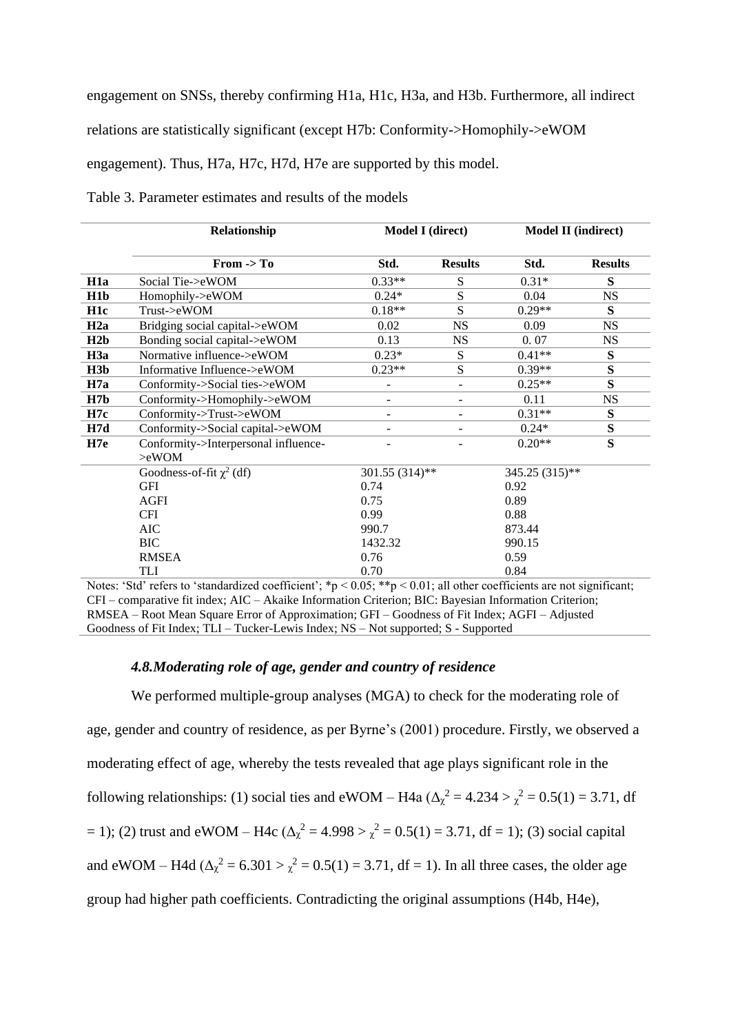engagement on SNSs, thereby confirming H1a, H1c, H3a, and H3b. Furthermore, all indirect relations are statistically significant (except H7b: Conformity->Homophily->eWOM engagement). Thus, H7a, H7c, H7d, H7e are supported by this model.

Table 3. Parameter estimates and results of the models

| | Relationship | Model I (direct) | | Model II (indirect) | |
|---|---|---|---|---|---|
| | From -> To | Std. | Results | Std. | Results |
| **H1a** | Social Tie->eWOM | 0.33** | S | 0.31* | **S** |
| **H1b** | Homophily->eWOM | 0.24* | S | 0.04 | NS |
| **H1c** | Trust->eWOM | 0.18** | S | 0.29** | **S** |
| **H2a** | Bridging social capital->eWOM | 0.02 | NS | 0.09 | NS |
| **H2b** | Bonding social capital->eWOM | 0.13 | NS | 0. 07 | NS |
| **H3a** | Normative influence->eWOM | 0.23* | S | 0.41** | **S** |
| **H3b** | Informative Influence->eWOM | 0.23** | S | 0.39** | **S** |
| **H7a** | Conformity->Social ties->eWOM | - | - | 0.25** | **S** |
| **H7b** | Conformity->Homophily->eWOM | - | - | 0.11 | NS |
| **H7c** | Conformity->Trust->eWOM | - | - | 0.31** | **S** |
| **H7d** | Conformity->Social capital->eWOM | - | - | 0.24* | **S** |
| **H7e** | Conformity->Interpersonal influence->eWOM | - | - | 0.20** | **S** |
| | Goodness-of-fit $\chi^2$ (df) | 301.55 (314)** | | 345.25 (315)** | |
| | GFI | 0.74 | | 0.92 | |
| | AGFI | 0.75 | | 0.89 | |
| | CFI | 0.99 | | 0.88 | |
| | AIC | 990.7 | | 873.44 | |
| | BIC | 1432.32 | | 990.15 | |
| | RMSEA | 0.76 | | 0.59 | |
| | TLI | 0.70 | | 0.84 | |

Notes: 'Std' refers to 'standardized coefficient'; *$p < 0.05$; **$p < 0.01$; all other coefficients are not significant; CFI – comparative fit index; AIC – Akaike Information Criterion; BIC: Bayesian Information Criterion; RMSEA – Root Mean Square Error of Approximation; GFI – Goodness of Fit Index; AGFI – Adjusted Goodness of Fit Index; TLI – Tucker-Lewis Index; NS – Not supported; S - Supported

### *4.8.Moderating role of age, gender and country of residence*

We performed multiple-group analyses (MGA) to check for the moderating role of age, gender and country of residence, as per Byrne's (2001) procedure. Firstly, we observed a moderating effect of age, whereby the tests revealed that age plays significant role in the following relationships: (1) social ties and eWOM – H4a ($\Delta_\chi^2 = 4.234 > {}_\chi^2 = 0.5(1) = 3.71$, df = 1); (2) trust and eWOM – H4c ($\Delta_\chi^2 = 4.998 > {}_\chi^2 = 0.5(1) = 3.71$, df = 1); (3) social capital and eWOM – H4d ($\Delta_\chi^2 = 6.301 > {}_\chi^2 = 0.5(1) = 3.71$, df = 1). In all three cases, the older age group had higher path coefficients. Contradicting the original assumptions (H4b, H4e),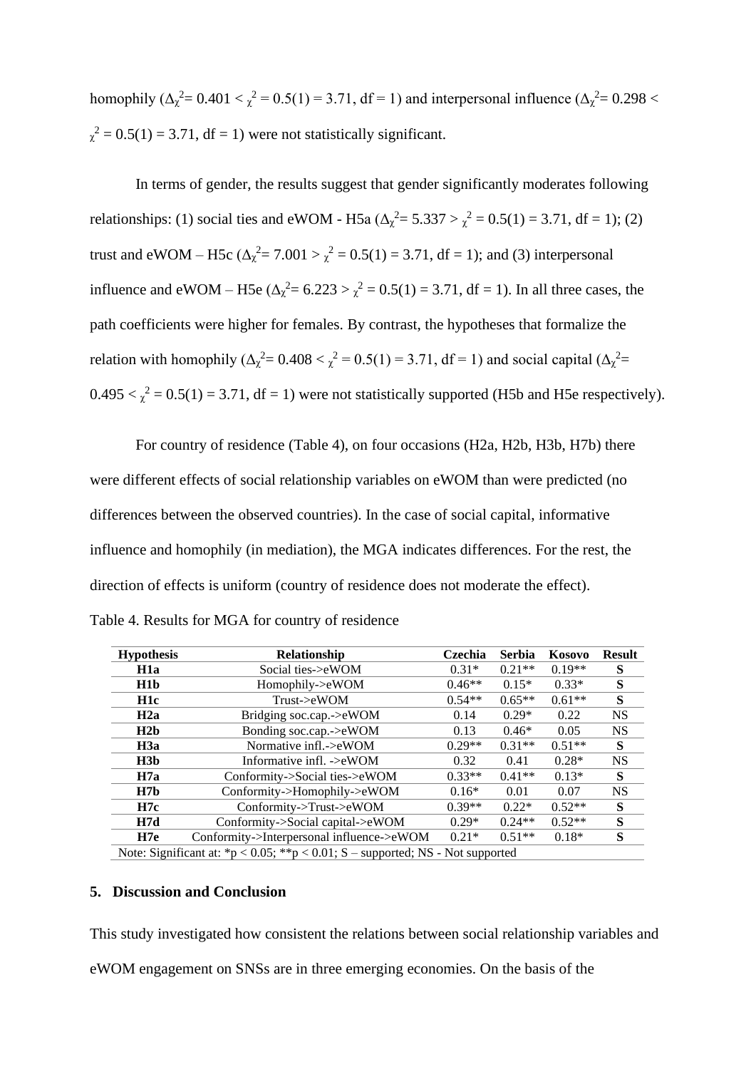homophily ($\Delta_{\chi}^{2}$= 0.401 < $_{\chi}^{2}$ = 0.5(1) = 3.71, df = 1) and interpersonal influence ($\Delta_{\chi}^{2}$= 0.298 < $_{\chi}^{2}$ = 0.5(1) = 3.71, df = 1) were not statistically significant.

In terms of gender, the results suggest that gender significantly moderates following relationships: (1) social ties and eWOM - H5a ($\Delta_{\chi}^{2}$= 5.337 > $_{\chi}^{2}$ = 0.5(1) = 3.71, df = 1); (2) trust and eWOM – H5c ($\Delta_{\chi}^{2}$= 7.001 > $_{\chi}^{2}$ = 0.5(1) = 3.71, df = 1); and (3) interpersonal influence and eWOM – H5e ($\Delta_{\chi}^{2}$= 6.223 > $_{\chi}^{2}$ = 0.5(1) = 3.71, df = 1). In all three cases, the path coefficients were higher for females. By contrast, the hypotheses that formalize the relation with homophily ($\Delta_{\chi}^{2}$= 0.408 < $_{\chi}^{2}$ = 0.5(1) = 3.71, df = 1) and social capital ($\Delta_{\chi}^{2}$= 0.495 < $_{\chi}^{2}$ = 0.5(1) = 3.71, df = 1) were not statistically supported (H5b and H5e respectively).

For country of residence (Table 4), on four occasions (H2a, H2b, H3b, H7b) there were different effects of social relationship variables on eWOM than were predicted (no differences between the observed countries). In the case of social capital, informative influence and homophily (in mediation), the MGA indicates differences. For the rest, the direction of effects is uniform (country of residence does not moderate the effect).

Table 4. Results for MGA for country of residence

| Hypothesis | Relationship | Czechia | Serbia | Kosovo | Result |
|---|---|---|---|---|---|
| **H1a** | Social ties->eWOM | 0.31* | 0.21** | 0.19** | **S** |
| **H1b** | Homophily->eWOM | 0.46** | 0.15* | 0.33* | **S** |
| **H1c** | Trust->eWOM | 0.54** | 0.65** | 0.61** | **S** |
| **H2a** | Bridging soc.cap.->eWOM | 0.14 | 0.29* | 0.22 | NS |
| **H2b** | Bonding soc.cap.->eWOM | 0.13 | 0.46* | 0.05 | NS |
| **H3a** | Normative infl.->eWOM | 0.29** | 0.31** | 0.51** | **S** |
| **H3b** | Informative infl. ->eWOM | 0.32 | 0.41 | 0.28* | NS |
| **H7a** | Conformity->Social ties->eWOM | 0.33** | 0.41** | 0.13* | **S** |
| **H7b** | Conformity->Homophily->eWOM | 0.16* | 0.01 | 0.07 | NS |
| **H7c** | Conformity->Trust->eWOM | 0.39** | 0.22* | 0.52** | **S** |
| **H7d** | Conformity->Social capital->eWOM | 0.29* | 0.24** | 0.52** | **S** |
| **H7e** | Conformity->Interpersonal influence->eWOM | 0.21* | 0.51** | 0.18* | **S** |

Note: Significant at: *p < 0.05; **p < 0.01; S – supported; NS - Not supported

## 5. Discussion and Conclusion

This study investigated how consistent the relations between social relationship variables and eWOM engagement on SNSs are in three emerging economies. On the basis of the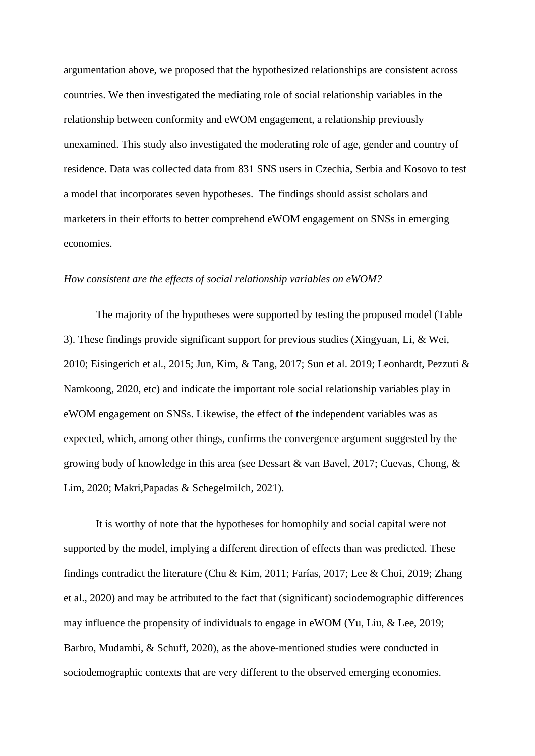argumentation above, we proposed that the hypothesized relationships are consistent across countries. We then investigated the mediating role of social relationship variables in the relationship between conformity and eWOM engagement, a relationship previously unexamined. This study also investigated the moderating role of age, gender and country of residence. Data was collected data from 831 SNS users in Czechia, Serbia and Kosovo to test a model that incorporates seven hypotheses. The findings should assist scholars and marketers in their efforts to better comprehend eWOM engagement on SNSs in emerging economies.

*How consistent are the effects of social relationship variables on eWOM?*

The majority of the hypotheses were supported by testing the proposed model (Table 3). These findings provide significant support for previous studies (Xingyuan, Li, & Wei, 2010; Eisingerich et al., 2015; Jun, Kim, & Tang, 2017; Sun et al. 2019; Leonhardt, Pezzuti & Namkoong, 2020, etc) and indicate the important role social relationship variables play in eWOM engagement on SNSs. Likewise, the effect of the independent variables was as expected, which, among other things, confirms the convergence argument suggested by the growing body of knowledge in this area (see Dessart & van Bavel, 2017; Cuevas, Chong, & Lim, 2020; Makri,Papadas & Schegelmilch, 2021).

It is worthy of note that the hypotheses for homophily and social capital were not supported by the model, implying a different direction of effects than was predicted. These findings contradict the literature (Chu & Kim, 2011; Farías, 2017; Lee & Choi, 2019; Zhang et al., 2020) and may be attributed to the fact that (significant) sociodemographic differences may influence the propensity of individuals to engage in eWOM (Yu, Liu, & Lee, 2019; Barbro, Mudambi, & Schuff, 2020), as the above-mentioned studies were conducted in sociodemographic contexts that are very different to the observed emerging economies.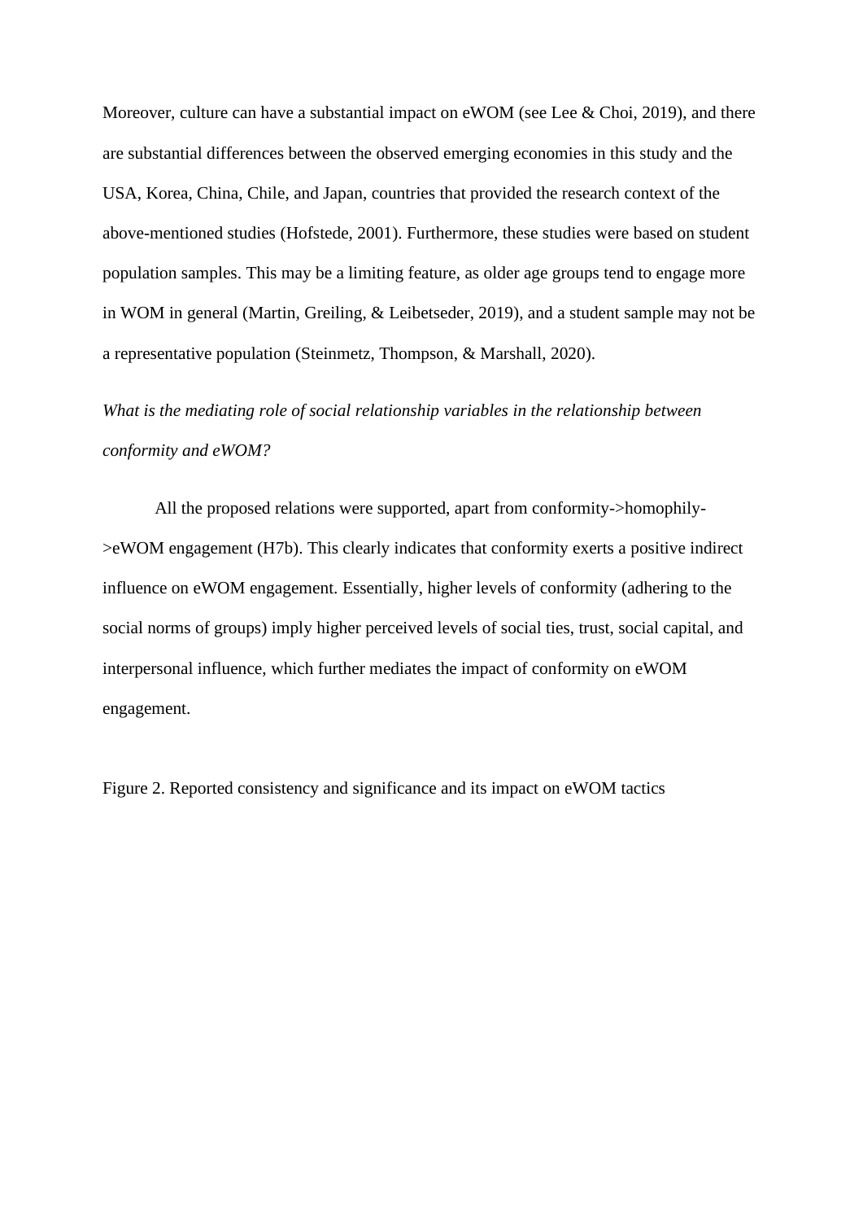Moreover, culture can have a substantial impact on eWOM (see Lee & Choi, 2019), and there are substantial differences between the observed emerging economies in this study and the USA, Korea, China, Chile, and Japan, countries that provided the research context of the above-mentioned studies (Hofstede, 2001). Furthermore, these studies were based on student population samples. This may be a limiting feature, as older age groups tend to engage more in WOM in general (Martin, Greiling, & Leibetseder, 2019), and a student sample may not be a representative population (Steinmetz, Thompson, & Marshall, 2020).

*What is the mediating role of social relationship variables in the relationship between conformity and eWOM?*

All the proposed relations were supported, apart from conformity->homophily->eWOM engagement (H7b). This clearly indicates that conformity exerts a positive indirect influence on eWOM engagement. Essentially, higher levels of conformity (adhering to the social norms of groups) imply higher perceived levels of social ties, trust, social capital, and interpersonal influence, which further mediates the impact of conformity on eWOM engagement.

Figure 2. Reported consistency and significance and its impact on eWOM tactics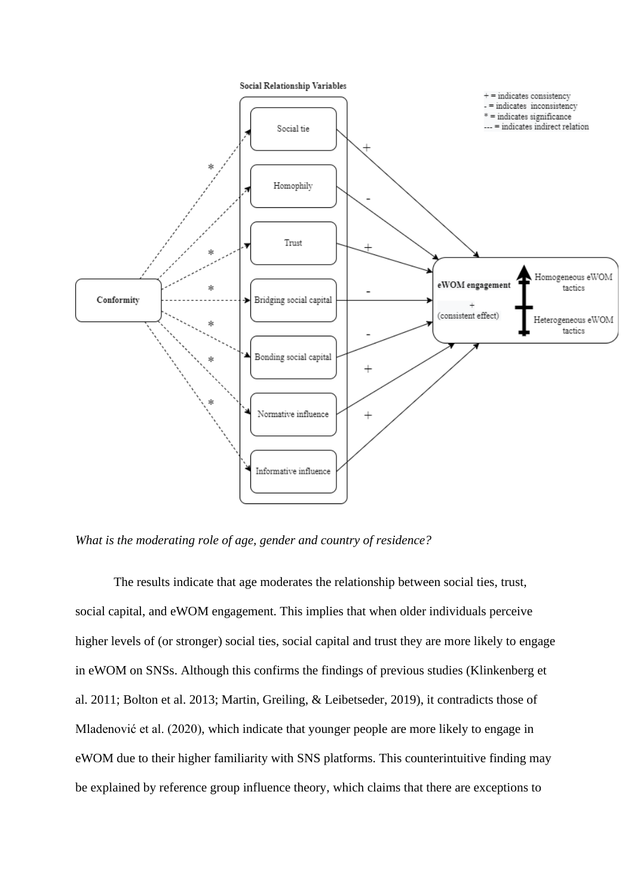*What is the moderating role of age, gender and country of residence?*

The results indicate that age moderates the relationship between social ties, trust, social capital, and eWOM engagement. This implies that when older individuals perceive higher levels of (or stronger) social ties, social capital and trust they are more likely to engage in eWOM on SNSs. Although this confirms the findings of previous studies (Klinkenberg et al. 2011; Bolton et al. 2013; Martin, Greiling, & Leibetseder, 2019), it contradicts those of Mladenović et al. (2020), which indicate that younger people are more likely to engage in eWOM due to their higher familiarity with SNS platforms. This counterintuitive finding may be explained by reference group influence theory, which claims that there are exceptions to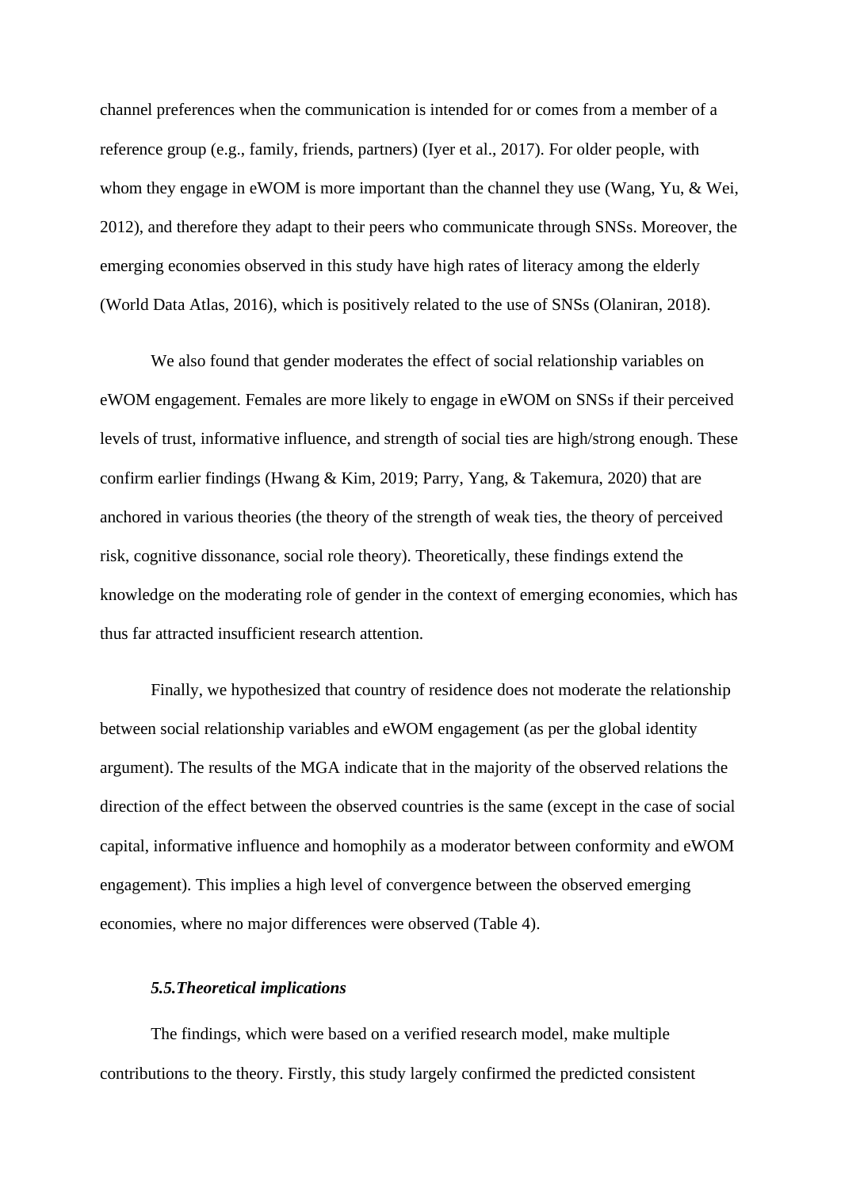channel preferences when the communication is intended for or comes from a member of a reference group (e.g., family, friends, partners) (Iyer et al., 2017). For older people, with whom they engage in eWOM is more important than the channel they use (Wang, Yu, & Wei, 2012), and therefore they adapt to their peers who communicate through SNSs. Moreover, the emerging economies observed in this study have high rates of literacy among the elderly (World Data Atlas, 2016), which is positively related to the use of SNSs (Olaniran, 2018).

We also found that gender moderates the effect of social relationship variables on eWOM engagement. Females are more likely to engage in eWOM on SNSs if their perceived levels of trust, informative influence, and strength of social ties are high/strong enough. These confirm earlier findings (Hwang & Kim, 2019; Parry, Yang, & Takemura, 2020) that are anchored in various theories (the theory of the strength of weak ties, the theory of perceived risk, cognitive dissonance, social role theory). Theoretically, these findings extend the knowledge on the moderating role of gender in the context of emerging economies, which has thus far attracted insufficient research attention.

Finally, we hypothesized that country of residence does not moderate the relationship between social relationship variables and eWOM engagement (as per the global identity argument). The results of the MGA indicate that in the majority of the observed relations the direction of the effect between the observed countries is the same (except in the case of social capital, informative influence and homophily as a moderator between conformity and eWOM engagement). This implies a high level of convergence between the observed emerging economies, where no major differences were observed (Table 4).

### *5.5.Theoretical implications*

The findings, which were based on a verified research model, make multiple contributions to the theory. Firstly, this study largely confirmed the predicted consistent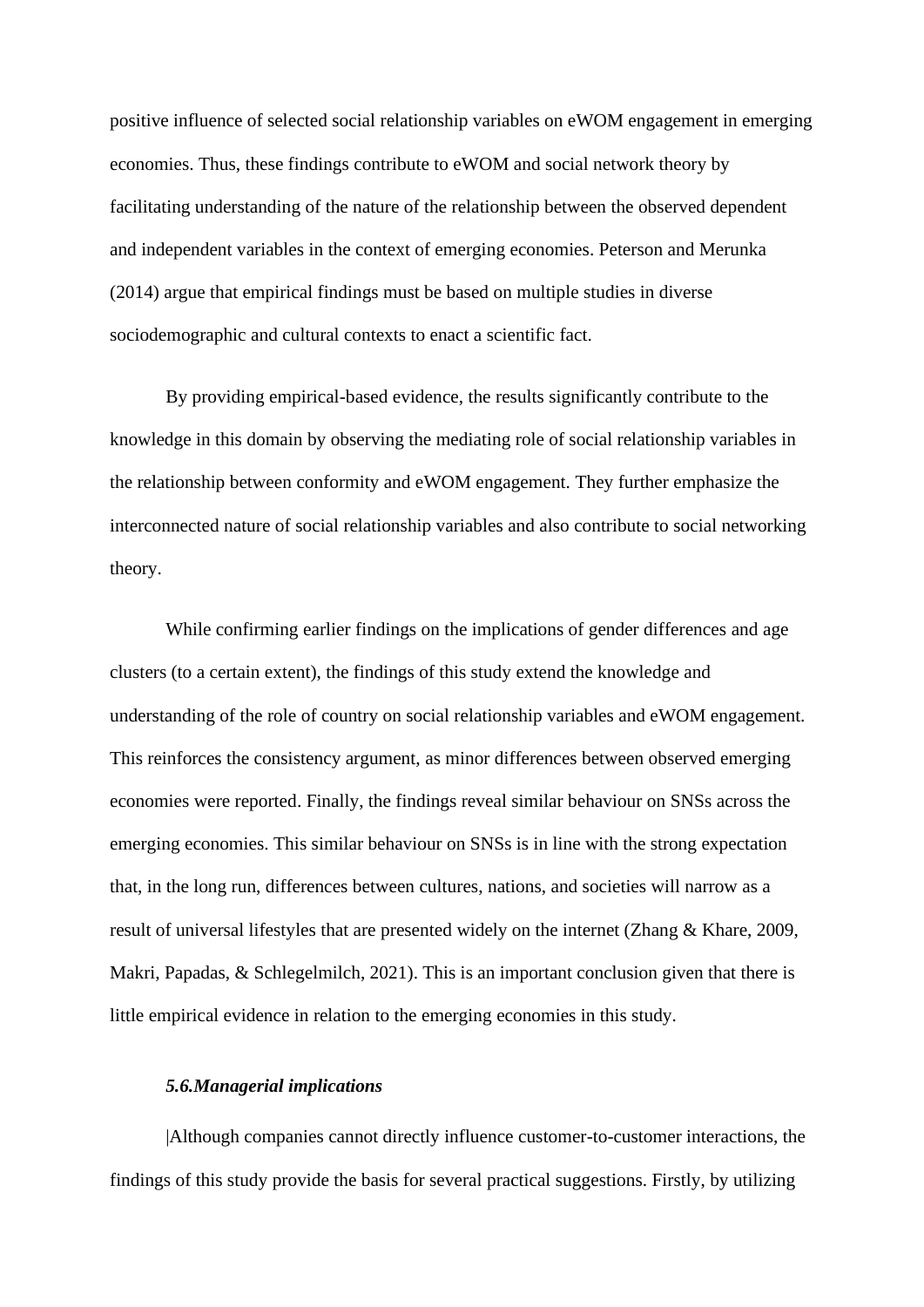positive influence of selected social relationship variables on eWOM engagement in emerging economies. Thus, these findings contribute to eWOM and social network theory by facilitating understanding of the nature of the relationship between the observed dependent and independent variables in the context of emerging economies. Peterson and Merunka (2014) argue that empirical findings must be based on multiple studies in diverse sociodemographic and cultural contexts to enact a scientific fact.

By providing empirical-based evidence, the results significantly contribute to the knowledge in this domain by observing the mediating role of social relationship variables in the relationship between conformity and eWOM engagement. They further emphasize the interconnected nature of social relationship variables and also contribute to social networking theory.

While confirming earlier findings on the implications of gender differences and age clusters (to a certain extent), the findings of this study extend the knowledge and understanding of the role of country on social relationship variables and eWOM engagement. This reinforces the consistency argument, as minor differences between observed emerging economies were reported. Finally, the findings reveal similar behaviour on SNSs across the emerging economies. This similar behaviour on SNSs is in line with the strong expectation that, in the long run, differences between cultures, nations, and societies will narrow as a result of universal lifestyles that are presented widely on the internet (Zhang & Khare, 2009, Makri, Papadas, & Schlegelmilch, 2021). This is an important conclusion given that there is little empirical evidence in relation to the emerging economies in this study.

### *5.6.Managerial implications*

|Although companies cannot directly influence customer-to-customer interactions, the findings of this study provide the basis for several practical suggestions. Firstly, by utilizing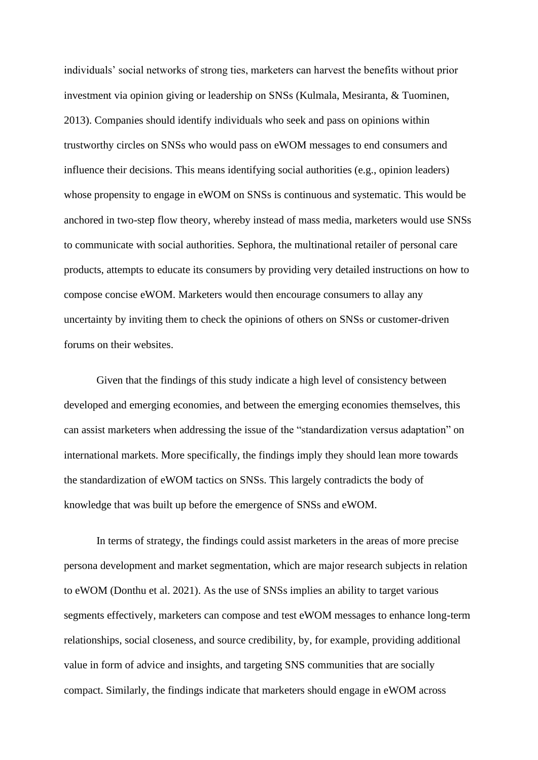individuals' social networks of strong ties, marketers can harvest the benefits without prior investment via opinion giving or leadership on SNSs (Kulmala, Mesiranta, & Tuominen, 2013). Companies should identify individuals who seek and pass on opinions within trustworthy circles on SNSs who would pass on eWOM messages to end consumers and influence their decisions. This means identifying social authorities (e.g., opinion leaders) whose propensity to engage in eWOM on SNSs is continuous and systematic. This would be anchored in two-step flow theory, whereby instead of mass media, marketers would use SNSs to communicate with social authorities. Sephora, the multinational retailer of personal care products, attempts to educate its consumers by providing very detailed instructions on how to compose concise eWOM. Marketers would then encourage consumers to allay any uncertainty by inviting them to check the opinions of others on SNSs or customer-driven forums on their websites.

Given that the findings of this study indicate a high level of consistency between developed and emerging economies, and between the emerging economies themselves, this can assist marketers when addressing the issue of the "standardization versus adaptation" on international markets. More specifically, the findings imply they should lean more towards the standardization of eWOM tactics on SNSs. This largely contradicts the body of knowledge that was built up before the emergence of SNSs and eWOM.

In terms of strategy, the findings could assist marketers in the areas of more precise persona development and market segmentation, which are major research subjects in relation to eWOM (Donthu et al. 2021). As the use of SNSs implies an ability to target various segments effectively, marketers can compose and test eWOM messages to enhance long-term relationships, social closeness, and source credibility, by, for example, providing additional value in form of advice and insights, and targeting SNS communities that are socially compact. Similarly, the findings indicate that marketers should engage in eWOM across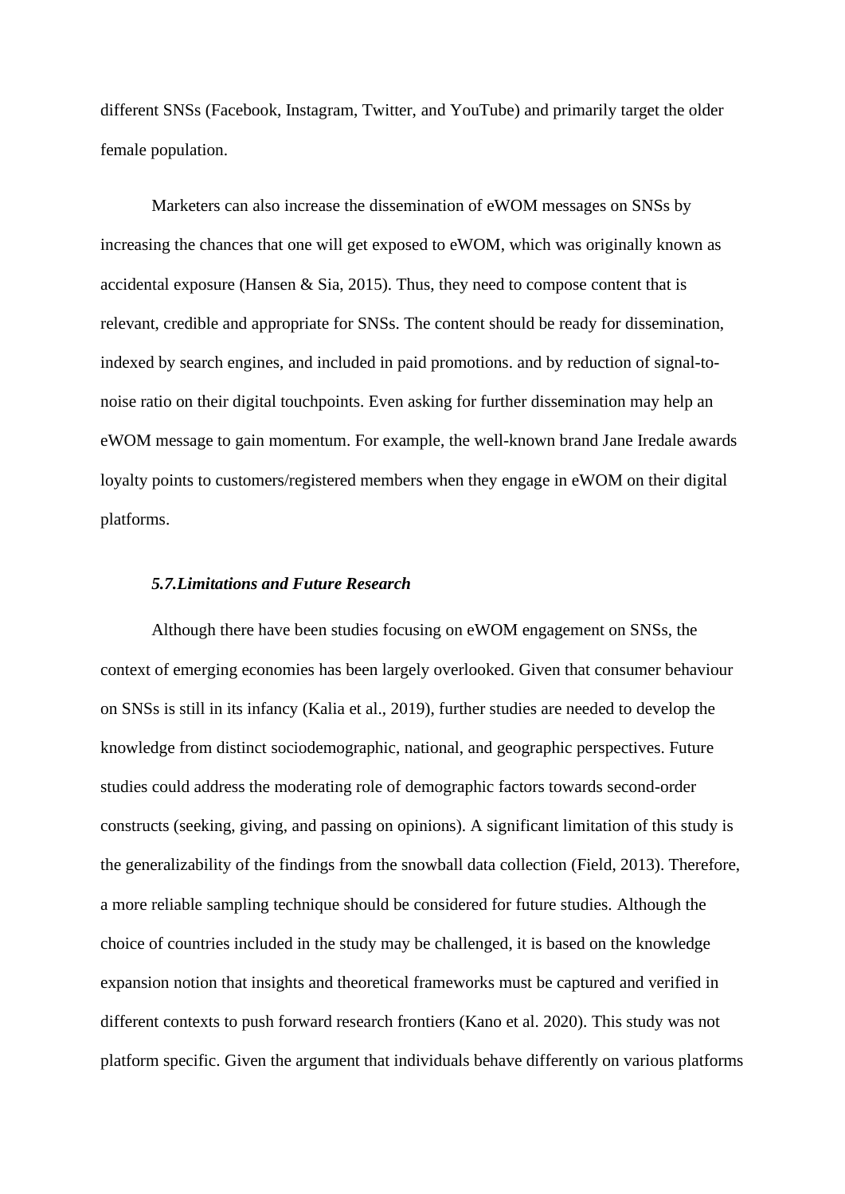different SNSs (Facebook, Instagram, Twitter, and YouTube) and primarily target the older female population.

Marketers can also increase the dissemination of eWOM messages on SNSs by increasing the chances that one will get exposed to eWOM, which was originally known as accidental exposure (Hansen & Sia, 2015). Thus, they need to compose content that is relevant, credible and appropriate for SNSs. The content should be ready for dissemination, indexed by search engines, and included in paid promotions. and by reduction of signal-to-noise ratio on their digital touchpoints. Even asking for further dissemination may help an eWOM message to gain momentum. For example, the well-known brand Jane Iredale awards loyalty points to customers/registered members when they engage in eWOM on their digital platforms.

### *5.7.Limitations and Future Research*

Although there have been studies focusing on eWOM engagement on SNSs, the context of emerging economies has been largely overlooked. Given that consumer behaviour on SNSs is still in its infancy (Kalia et al., 2019), further studies are needed to develop the knowledge from distinct sociodemographic, national, and geographic perspectives. Future studies could address the moderating role of demographic factors towards second-order constructs (seeking, giving, and passing on opinions). A significant limitation of this study is the generalizability of the findings from the snowball data collection (Field, 2013). Therefore, a more reliable sampling technique should be considered for future studies. Although the choice of countries included in the study may be challenged, it is based on the knowledge expansion notion that insights and theoretical frameworks must be captured and verified in different contexts to push forward research frontiers (Kano et al. 2020). This study was not platform specific. Given the argument that individuals behave differently on various platforms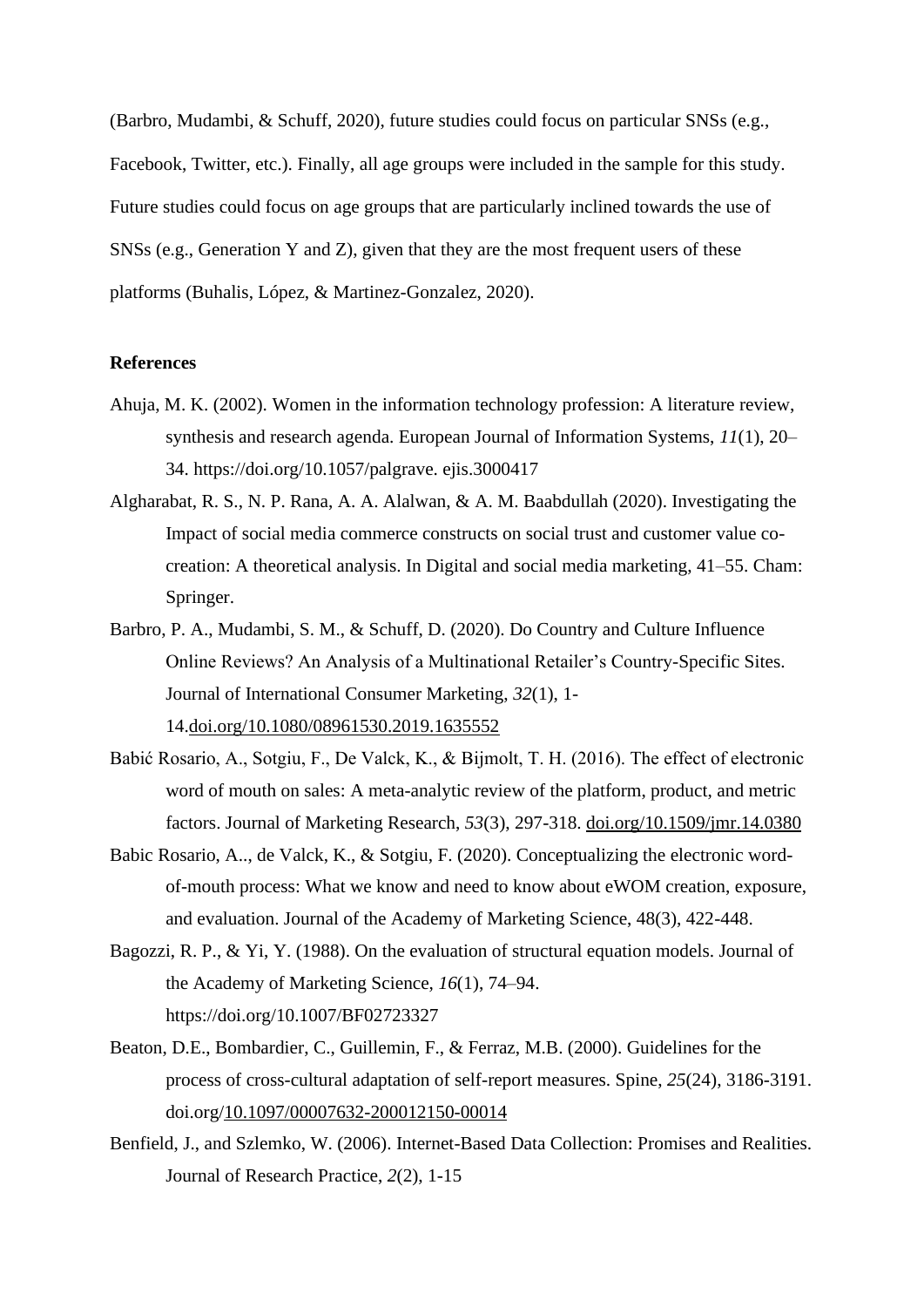(Barbro, Mudambi, & Schuff, 2020), future studies could focus on particular SNSs (e.g., Facebook, Twitter, etc.). Finally, all age groups were included in the sample for this study. Future studies could focus on age groups that are particularly inclined towards the use of SNSs (e.g., Generation Y and Z), given that they are the most frequent users of these platforms (Buhalis, López, & Martinez-Gonzalez, 2020).

**References**

Ahuja, M. K. (2002). Women in the information technology profession: A literature review, synthesis and research agenda. European Journal of Information Systems, *11*(1), 20–34. https://doi.org/10.1057/palgrave. ejis.3000417

Algharabat, R. S., N. P. Rana, A. A. Alalwan, & A. M. Baabdullah (2020). Investigating the Impact of social media commerce constructs on social trust and customer value co-creation: A theoretical analysis. In Digital and social media marketing, 41–55. Cham: Springer.

Barbro, P. A., Mudambi, S. M., & Schuff, D. (2020). Do Country and Culture Influence Online Reviews? An Analysis of a Multinational Retailer's Country-Specific Sites. Journal of International Consumer Marketing, *32*(1), 1-14.doi.org/10.1080/08961530.2019.1635552

Babić Rosario, A., Sotgiu, F., De Valck, K., & Bijmolt, T. H. (2016). The effect of electronic word of mouth on sales: A meta-analytic review of the platform, product, and metric factors. Journal of Marketing Research, *53*(3), 297-318. doi.org/10.1509/jmr.14.0380

Babic Rosario, A.., de Valck, K., & Sotgiu, F. (2020). Conceptualizing the electronic word-of-mouth process: What we know and need to know about eWOM creation, exposure, and evaluation. Journal of the Academy of Marketing Science, 48(3), 422-448.

Bagozzi, R. P., & Yi, Y. (1988). On the evaluation of structural equation models. Journal of the Academy of Marketing Science, *16*(1), 74–94. https://doi.org/10.1007/BF02723327

Beaton, D.E., Bombardier, C., Guillemin, F., & Ferraz, M.B. (2000). Guidelines for the process of cross-cultural adaptation of self-report measures. Spine, *25*(24), 3186-3191. doi.org/10.1097/00007632-200012150-00014

Benfield, J., and Szlemko, W. (2006). Internet-Based Data Collection: Promises and Realities. Journal of Research Practice, *2*(2), 1-15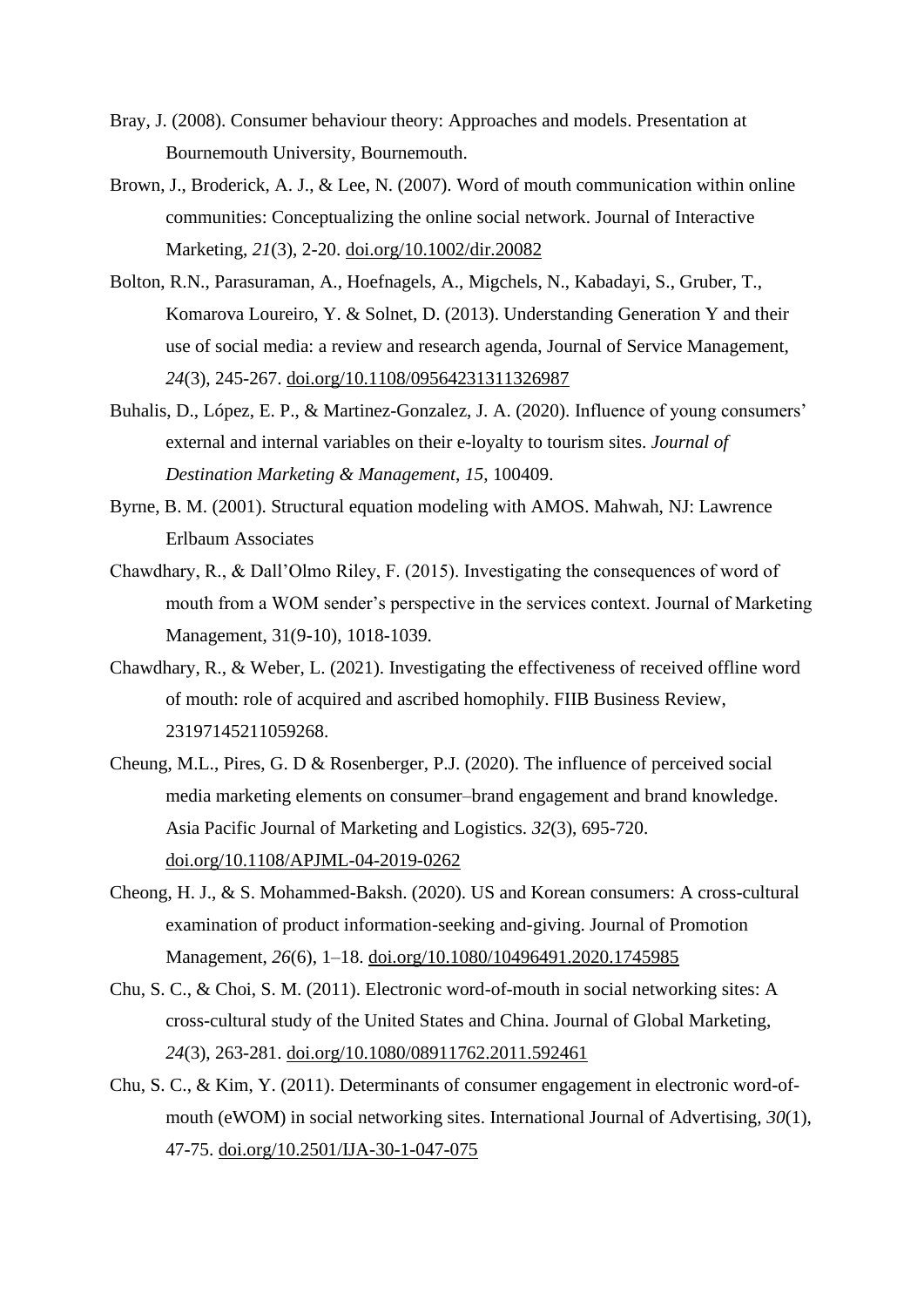Bray, J. (2008). Consumer behaviour theory: Approaches and models. Presentation at Bournemouth University, Bournemouth.

Brown, J., Broderick, A. J., & Lee, N. (2007). Word of mouth communication within online communities: Conceptualizing the online social network. Journal of Interactive Marketing, *21*(3), 2-20. doi.org/10.1002/dir.20082

Bolton, R.N., Parasuraman, A., Hoefnagels, A., Migchels, N., Kabadayi, S., Gruber, T., Komarova Loureiro, Y. & Solnet, D. (2013). Understanding Generation Y and their use of social media: a review and research agenda, Journal of Service Management, *24*(3), 245-267. doi.org/10.1108/09564231311326987

Buhalis, D., López, E. P., & Martinez-Gonzalez, J. A. (2020). Influence of young consumers' external and internal variables on their e-loyalty to tourism sites. *Journal of Destination Marketing & Management*, *15*, 100409.

Byrne, B. M. (2001). Structural equation modeling with AMOS. Mahwah, NJ: Lawrence Erlbaum Associates

Chawdhary, R., & Dall'Olmo Riley, F. (2015). Investigating the consequences of word of mouth from a WOM sender's perspective in the services context. Journal of Marketing Management, 31(9-10), 1018-1039.

Chawdhary, R., & Weber, L. (2021). Investigating the effectiveness of received offline word of mouth: role of acquired and ascribed homophily. FIIB Business Review, 23197145211059268.

Cheung, M.L., Pires, G. D & Rosenberger, P.J. (2020). The influence of perceived social media marketing elements on consumer–brand engagement and brand knowledge. Asia Pacific Journal of Marketing and Logistics. *32*(3), 695-720. doi.org/10.1108/APJML-04-2019-0262

Cheong, H. J., & S. Mohammed-Baksh. (2020). US and Korean consumers: A cross-cultural examination of product information-seeking and-giving. Journal of Promotion Management, *26*(6), 1–18. doi.org/10.1080/10496491.2020.1745985

Chu, S. C., & Choi, S. M. (2011). Electronic word-of-mouth in social networking sites: A cross-cultural study of the United States and China. Journal of Global Marketing, *24*(3), 263-281. doi.org/10.1080/08911762.2011.592461

Chu, S. C., & Kim, Y. (2011). Determinants of consumer engagement in electronic word-of-mouth (eWOM) in social networking sites. International Journal of Advertising, *30*(1), 47-75. doi.org/10.2501/IJA-30-1-047-075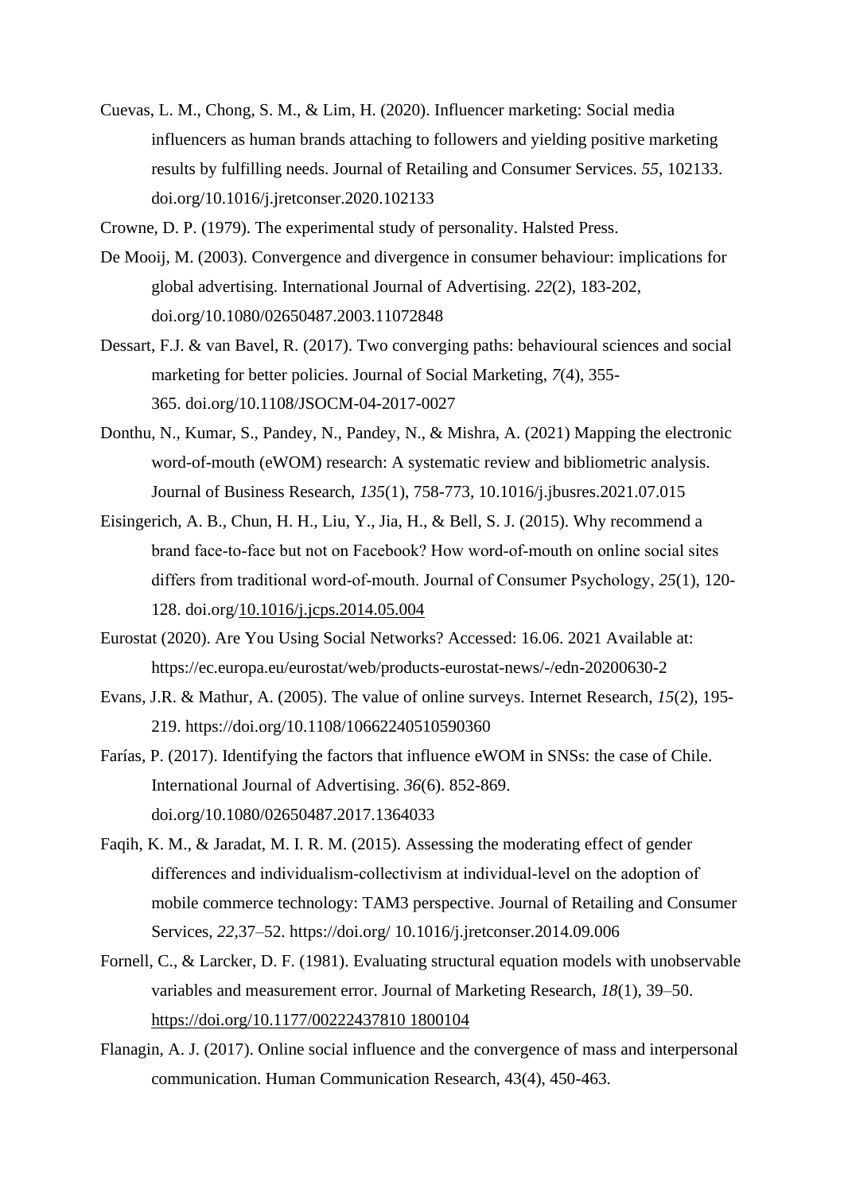Cuevas, L. M., Chong, S. M., & Lim, H. (2020). Influencer marketing: Social media influencers as human brands attaching to followers and yielding positive marketing results by fulfilling needs. Journal of Retailing and Consumer Services. *55*, 102133. doi.org/10.1016/j.jretconser.2020.102133

Crowne, D. P. (1979). The experimental study of personality. Halsted Press.

De Mooij, M. (2003). Convergence and divergence in consumer behaviour: implications for global advertising. International Journal of Advertising. *22*(2), 183-202, doi.org/10.1080/02650487.2003.11072848

Dessart, F.J. & van Bavel, R. (2017). Two converging paths: behavioural sciences and social marketing for better policies. Journal of Social Marketing, *7*(4), 355-365. doi.org/10.1108/JSOCM-04-2017-0027

Donthu, N., Kumar, S., Pandey, N., Pandey, N., & Mishra, A. (2021) Mapping the electronic word-of-mouth (eWOM) research: A systematic review and bibliometric analysis. Journal of Business Research, *135*(1), 758-773, 10.1016/j.jbusres.2021.07.015

Eisingerich, A. B., Chun, H. H., Liu, Y., Jia, H., & Bell, S. J. (2015). Why recommend a brand face-to-face but not on Facebook? How word-of-mouth on online social sites differs from traditional word-of-mouth. Journal of Consumer Psychology, *25*(1), 120-128. doi.org/10.1016/j.jcps.2014.05.004

Eurostat (2020). Are You Using Social Networks? Accessed: 16.06. 2021 Available at: https://ec.europa.eu/eurostat/web/products-eurostat-news/-/edn-20200630-2

Evans, J.R. & Mathur, A. (2005). The value of online surveys. Internet Research, *15*(2), 195-219. https://doi.org/10.1108/10662240510590360

Farías, P. (2017). Identifying the factors that influence eWOM in SNSs: the case of Chile. International Journal of Advertising. *36*(6). 852-869. doi.org/10.1080/02650487.2017.1364033

Faqih, K. M., & Jaradat, M. I. R. M. (2015). Assessing the moderating effect of gender differences and individualism-collectivism at individual-level on the adoption of mobile commerce technology: TAM3 perspective. Journal of Retailing and Consumer Services, *22*,37–52. https://doi.org/ 10.1016/j.jretconser.2014.09.006

Fornell, C., & Larcker, D. F. (1981). Evaluating structural equation models with unobservable variables and measurement error. Journal of Marketing Research, *18*(1), 39–50. https://doi.org/10.1177/00222437810 1800104

Flanagin, A. J. (2017). Online social influence and the convergence of mass and interpersonal communication. Human Communication Research, 43(4), 450-463.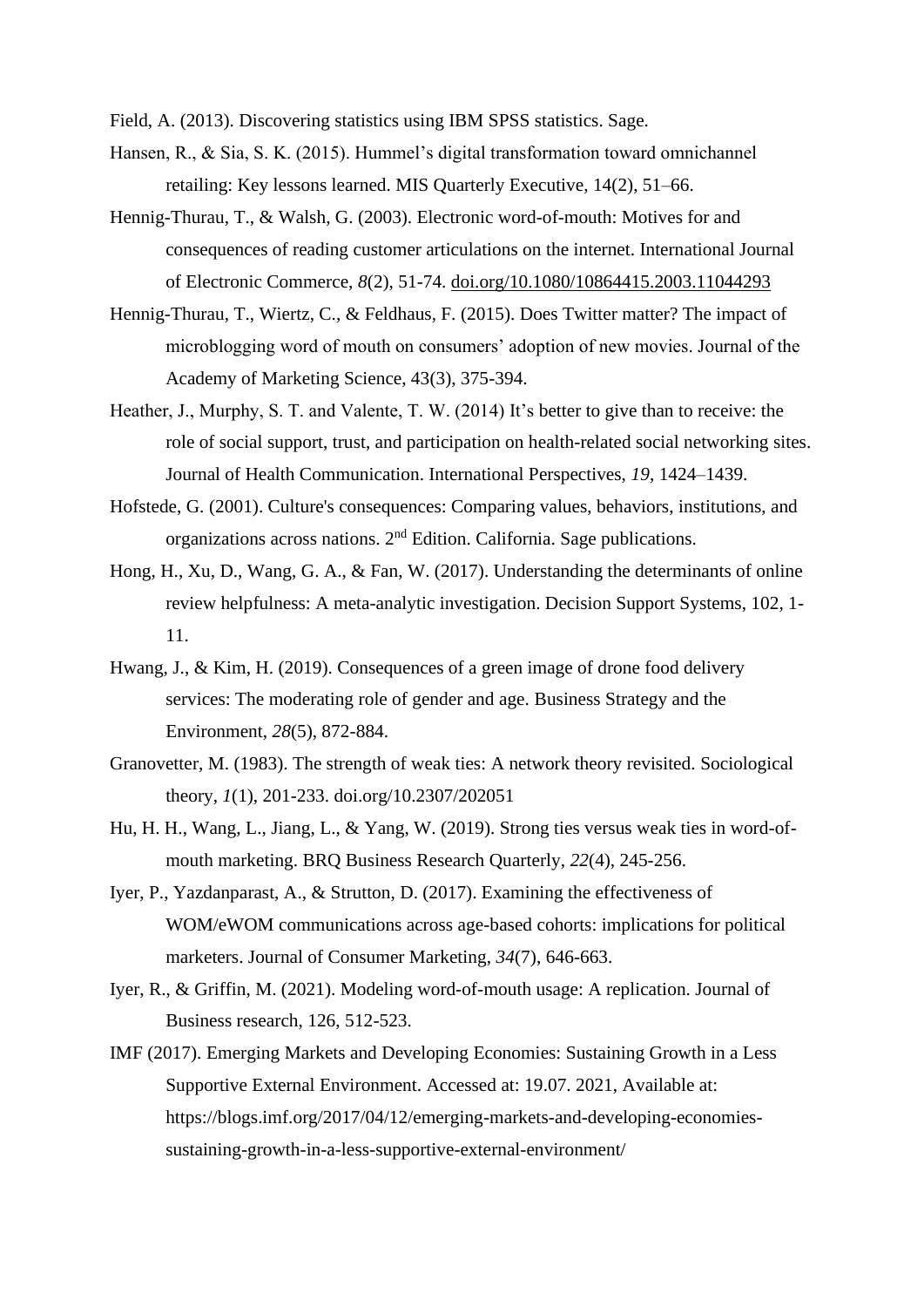Field, A. (2013). Discovering statistics using IBM SPSS statistics. Sage.

Hansen, R., & Sia, S. K. (2015). Hummel's digital transformation toward omnichannel retailing: Key lessons learned. MIS Quarterly Executive, 14(2), 51–66.

Hennig-Thurau, T., & Walsh, G. (2003). Electronic word-of-mouth: Motives for and consequences of reading customer articulations on the internet. International Journal of Electronic Commerce, *8*(2), 51-74. doi.org/10.1080/10864415.2003.11044293

Hennig-Thurau, T., Wiertz, C., & Feldhaus, F. (2015). Does Twitter matter? The impact of microblogging word of mouth on consumers' adoption of new movies. Journal of the Academy of Marketing Science, 43(3), 375-394.

Heather, J., Murphy, S. T. and Valente, T. W. (2014) It's better to give than to receive: the role of social support, trust, and participation on health-related social networking sites. Journal of Health Communication. International Perspectives, *19*, 1424–1439.

Hofstede, G. (2001). Culture's consequences: Comparing values, behaviors, institutions, and organizations across nations. 2nd Edition. California. Sage publications.

Hong, H., Xu, D., Wang, G. A., & Fan, W. (2017). Understanding the determinants of online review helpfulness: A meta-analytic investigation. Decision Support Systems, 102, 1-11.

Hwang, J., & Kim, H. (2019). Consequences of a green image of drone food delivery services: The moderating role of gender and age. Business Strategy and the Environment, *28*(5), 872-884.

Granovetter, M. (1983). The strength of weak ties: A network theory revisited. Sociological theory, *1*(1), 201-233. doi.org/10.2307/202051

Hu, H. H., Wang, L., Jiang, L., & Yang, W. (2019). Strong ties versus weak ties in word-of-mouth marketing. BRQ Business Research Quarterly, *22*(4), 245-256.

Iyer, P., Yazdanparast, A., & Strutton, D. (2017). Examining the effectiveness of WOM/eWOM communications across age-based cohorts: implications for political marketers. Journal of Consumer Marketing, *34*(7), 646-663.

Iyer, R., & Griffin, M. (2021). Modeling word-of-mouth usage: A replication. Journal of Business research, 126, 512-523.

IMF (2017). Emerging Markets and Developing Economies: Sustaining Growth in a Less Supportive External Environment. Accessed at: 19.07. 2021, Available at: https://blogs.imf.org/2017/04/12/emerging-markets-and-developing-economies-sustaining-growth-in-a-less-supportive-external-environment/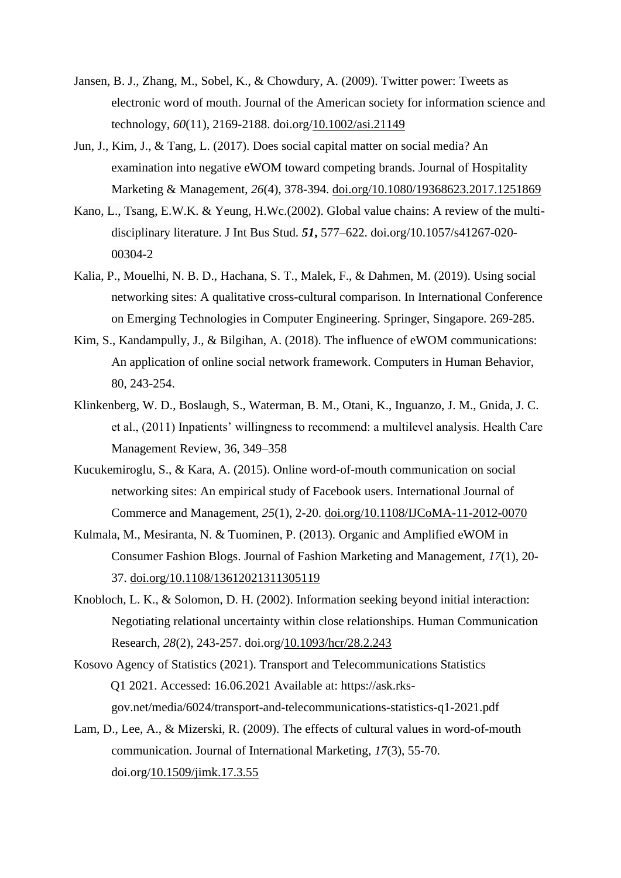Jansen, B. J., Zhang, M., Sobel, K., & Chowdury, A. (2009). Twitter power: Tweets as electronic word of mouth. Journal of the American society for information science and technology, *60*(11), 2169-2188. doi.org/10.1002/asi.21149

Jun, J., Kim, J., & Tang, L. (2017). Does social capital matter on social media? An examination into negative eWOM toward competing brands. Journal of Hospitality Marketing & Management, *26*(4), 378-394. doi.org/10.1080/19368623.2017.1251869

Kano, L., Tsang, E.W.K. & Yeung, H.Wc.(2002). Global value chains: A review of the multi-disciplinary literature. J Int Bus Stud. ***51*,** 577–622. doi.org/10.1057/s41267-020-00304-2

Kalia, P., Mouelhi, N. B. D., Hachana, S. T., Malek, F., & Dahmen, M. (2019). Using social networking sites: A qualitative cross-cultural comparison. In International Conference on Emerging Technologies in Computer Engineering. Springer, Singapore. 269-285.

Kim, S., Kandampully, J., & Bilgihan, A. (2018). The influence of eWOM communications: An application of online social network framework. Computers in Human Behavior, 80, 243-254.

Klinkenberg, W. D., Boslaugh, S., Waterman, B. M., Otani, K., Inguanzo, J. M., Gnida, J. C. et al., (2011) Inpatients' willingness to recommend: a multilevel analysis. Health Care Management Review, 36, 349–358

Kucukemiroglu, S., & Kara, A. (2015). Online word-of-mouth communication on social networking sites: An empirical study of Facebook users. International Journal of Commerce and Management, *25*(1), 2-20. doi.org/10.1108/IJCoMA-11-2012-0070

Kulmala, M., Mesiranta, N. & Tuominen, P. (2013). Organic and Amplified eWOM in Consumer Fashion Blogs. Journal of Fashion Marketing and Management, *17*(1), 20-37. doi.org/10.1108/13612021311305119

Knobloch, L. K., & Solomon, D. H. (2002). Information seeking beyond initial interaction: Negotiating relational uncertainty within close relationships. Human Communication Research, *28*(2), 243-257. doi.org/10.1093/hcr/28.2.243

Kosovo Agency of Statistics (2021). Transport and Telecommunications Statistics Q1 2021. Accessed: 16.06.2021 Available at: https://ask.rks-gov.net/media/6024/transport-and-telecommunications-statistics-q1-2021.pdf

Lam, D., Lee, A., & Mizerski, R. (2009). The effects of cultural values in word-of-mouth communication. Journal of International Marketing, *17*(3), 55-70. doi.org/10.1509/jimk.17.3.55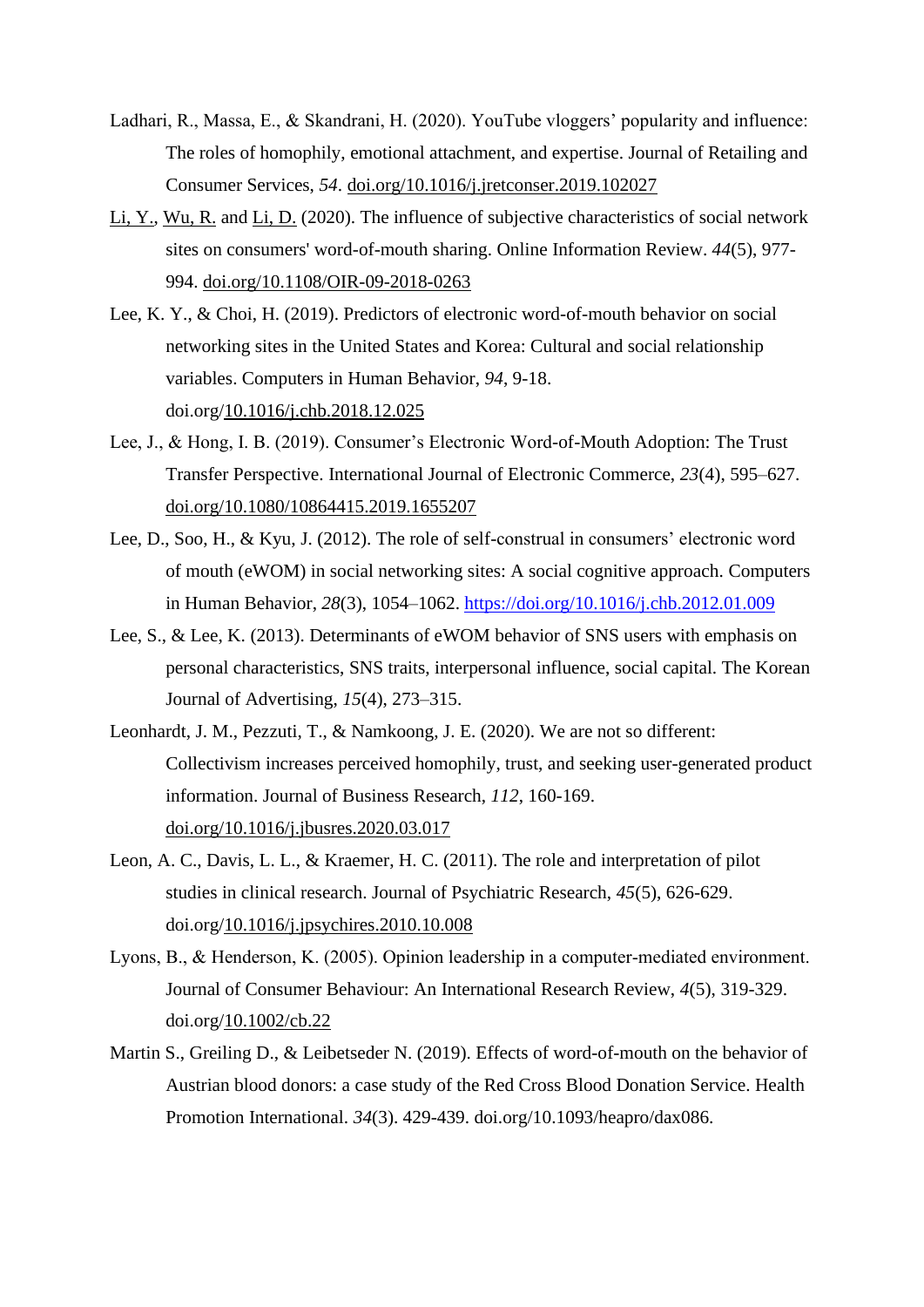Ladhari, R., Massa, E., & Skandrani, H. (2020). YouTube vloggers' popularity and influence: The roles of homophily, emotional attachment, and expertise. Journal of Retailing and Consumer Services, *54*. doi.org/10.1016/j.jretconser.2019.102027

Li, Y., Wu, R. and Li, D. (2020). The influence of subjective characteristics of social network sites on consumers' word-of-mouth sharing. Online Information Review. *44*(5), 977-994. doi.org/10.1108/OIR-09-2018-0263

Lee, K. Y., & Choi, H. (2019). Predictors of electronic word-of-mouth behavior on social networking sites in the United States and Korea: Cultural and social relationship variables. Computers in Human Behavior, *94*, 9-18. doi.org/10.1016/j.chb.2018.12.025

Lee, J., & Hong, I. B. (2019). Consumer's Electronic Word-of-Mouth Adoption: The Trust Transfer Perspective. International Journal of Electronic Commerce, *23*(4), 595–627. doi.org/10.1080/10864415.2019.1655207

Lee, D., Soo, H., & Kyu, J. (2012). The role of self-construal in consumers' electronic word of mouth (eWOM) in social networking sites: A social cognitive approach. Computers in Human Behavior, *28*(3), 1054–1062. https://doi.org/10.1016/j.chb.2012.01.009

Lee, S., & Lee, K. (2013). Determinants of eWOM behavior of SNS users with emphasis on personal characteristics, SNS traits, interpersonal influence, social capital. The Korean Journal of Advertising, *15*(4), 273–315.

Leonhardt, J. M., Pezzuti, T., & Namkoong, J. E. (2020). We are not so different: Collectivism increases perceived homophily, trust, and seeking user-generated product information. Journal of Business Research, *112*, 160-169. doi.org/10.1016/j.jbusres.2020.03.017

Leon, A. C., Davis, L. L., & Kraemer, H. C. (2011). The role and interpretation of pilot studies in clinical research. Journal of Psychiatric Research, *45*(5), 626-629. doi.org/10.1016/j.jpsychires.2010.10.008

Lyons, B., & Henderson, K. (2005). Opinion leadership in a computer-mediated environment. Journal of Consumer Behaviour: An International Research Review, *4*(5), 319-329. doi.org/10.1002/cb.22

Martin S., Greiling D., & Leibetseder N. (2019). Effects of word-of-mouth on the behavior of Austrian blood donors: a case study of the Red Cross Blood Donation Service. Health Promotion International. *34*(3). 429-439. doi.org/10.1093/heapro/dax086.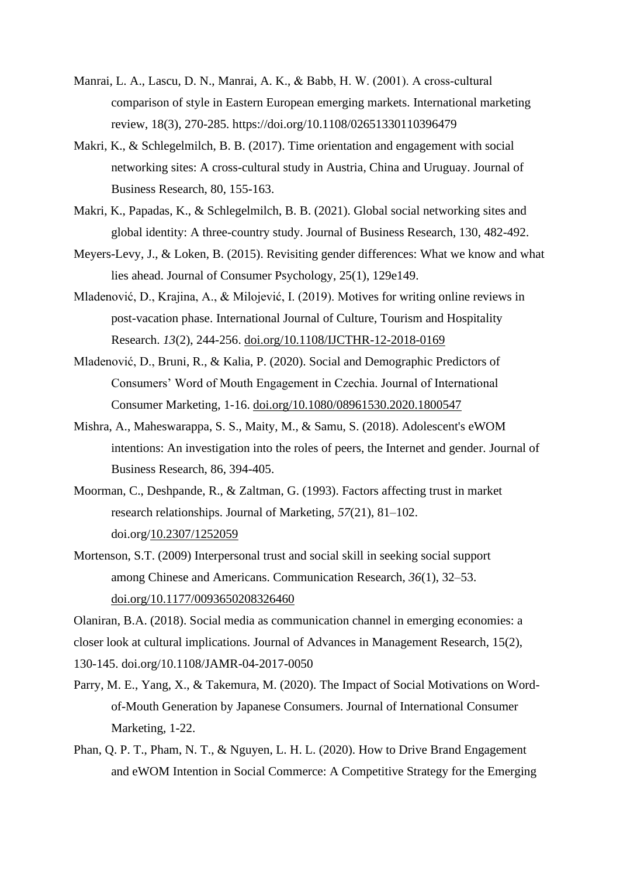Manrai, L. A., Lascu, D. N., Manrai, A. K., & Babb, H. W. (2001). A cross-cultural comparison of style in Eastern European emerging markets. International marketing review, 18(3), 270-285. https://doi.org/10.1108/02651330110396479

Makri, K., & Schlegelmilch, B. B. (2017). Time orientation and engagement with social networking sites: A cross-cultural study in Austria, China and Uruguay. Journal of Business Research, 80, 155-163.

Makri, K., Papadas, K., & Schlegelmilch, B. B. (2021). Global social networking sites and global identity: A three-country study. Journal of Business Research, 130, 482-492.

Meyers-Levy, J., & Loken, B. (2015). Revisiting gender differences: What we know and what lies ahead. Journal of Consumer Psychology, 25(1), 129e149.

Mladenović, D., Krajina, A., & Milojević, I. (2019). Motives for writing online reviews in post-vacation phase. International Journal of Culture, Tourism and Hospitality Research. *13*(2), 244-256. doi.org/10.1108/IJCTHR-12-2018-0169

Mladenović, D., Bruni, R., & Kalia, P. (2020). Social and Demographic Predictors of Consumers' Word of Mouth Engagement in Czechia. Journal of International Consumer Marketing, 1-16. doi.org/10.1080/08961530.2020.1800547

Mishra, A., Maheswarappa, S. S., Maity, M., & Samu, S. (2018). Adolescent's eWOM intentions: An investigation into the roles of peers, the Internet and gender. Journal of Business Research, 86, 394-405.

Moorman, C., Deshpande, R., & Zaltman, G. (1993). Factors affecting trust in market research relationships. Journal of Marketing, *57*(21), 81–102. doi.org/10.2307/1252059

Mortenson, S.T. (2009) Interpersonal trust and social skill in seeking social support among Chinese and Americans. Communication Research, *36*(1), 32–53. doi.org/10.1177/0093650208326460

Olaniran, B.A. (2018). Social media as communication channel in emerging economies: a closer look at cultural implications. Journal of Advances in Management Research, 15(2), 130-145. doi.org/10.1108/JAMR-04-2017-0050

Parry, M. E., Yang, X., & Takemura, M. (2020). The Impact of Social Motivations on Word-of-Mouth Generation by Japanese Consumers. Journal of International Consumer Marketing, 1-22.

Phan, Q. P. T., Pham, N. T., & Nguyen, L. H. L. (2020). How to Drive Brand Engagement and eWOM Intention in Social Commerce: A Competitive Strategy for the Emerging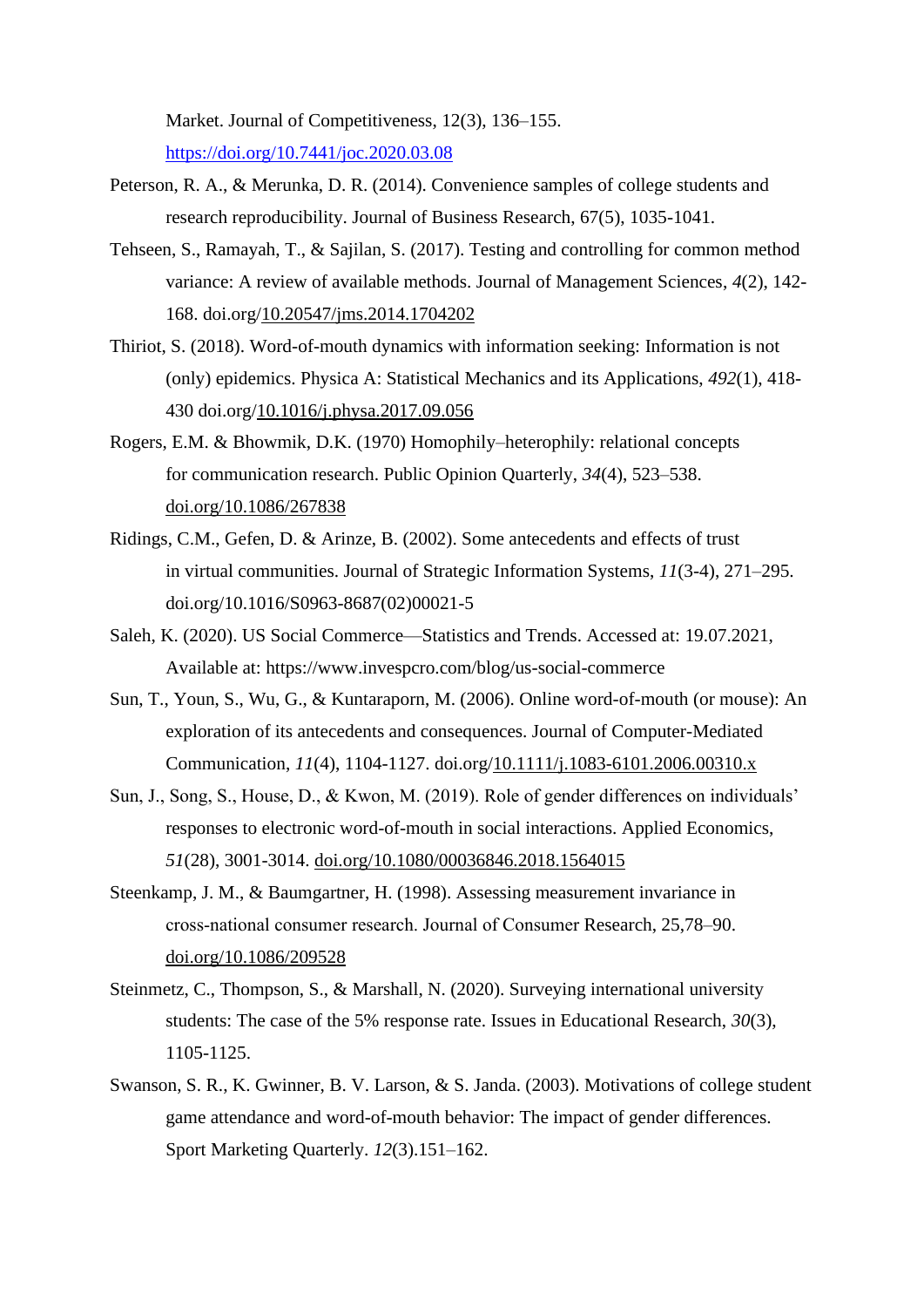Market. Journal of Competitiveness, 12(3), 136–155. https://doi.org/10.7441/joc.2020.03.08

Peterson, R. A., & Merunka, D. R. (2014). Convenience samples of college students and research reproducibility. Journal of Business Research, 67(5), 1035-1041.

Tehseen, S., Ramayah, T., & Sajilan, S. (2017). Testing and controlling for common method variance: A review of available methods. Journal of Management Sciences, *4*(2), 142-168. doi.org/10.20547/jms.2014.1704202

Thiriot, S. (2018). Word-of-mouth dynamics with information seeking: Information is not (only) epidemics. Physica A: Statistical Mechanics and its Applications, *492*(1), 418-430 doi.org/10.1016/j.physa.2017.09.056

Rogers, E.M. & Bhowmik, D.K. (1970) Homophily–heterophily: relational concepts for communication research. Public Opinion Quarterly, *34*(4), 523–538. doi.org/10.1086/267838

Ridings, C.M., Gefen, D. & Arinze, B. (2002). Some antecedents and effects of trust in virtual communities. Journal of Strategic Information Systems, *11*(3-4), 271–295. doi.org/10.1016/S0963-8687(02)00021-5

Saleh, K. (2020). US Social Commerce—Statistics and Trends. Accessed at: 19.07.2021, Available at: https://www.invespcro.com/blog/us-social-commerce

Sun, T., Youn, S., Wu, G., & Kuntaraporn, M. (2006). Online word-of-mouth (or mouse): An exploration of its antecedents and consequences. Journal of Computer-Mediated Communication, *11*(4), 1104-1127. doi.org/10.1111/j.1083-6101.2006.00310.x

Sun, J., Song, S., House, D., & Kwon, M. (2019). Role of gender differences on individuals' responses to electronic word-of-mouth in social interactions. Applied Economics, *51*(28), 3001-3014. doi.org/10.1080/00036846.2018.1564015

Steenkamp, J. M., & Baumgartner, H. (1998). Assessing measurement invariance in cross-national consumer research. Journal of Consumer Research, 25,78–90. doi.org/10.1086/209528

Steinmetz, C., Thompson, S., & Marshall, N. (2020). Surveying international university students: The case of the 5% response rate. Issues in Educational Research, *30*(3), 1105-1125.

Swanson, S. R., K. Gwinner, B. V. Larson, & S. Janda. (2003). Motivations of college student game attendance and word-of-mouth behavior: The impact of gender differences. Sport Marketing Quarterly. *12*(3).151–162.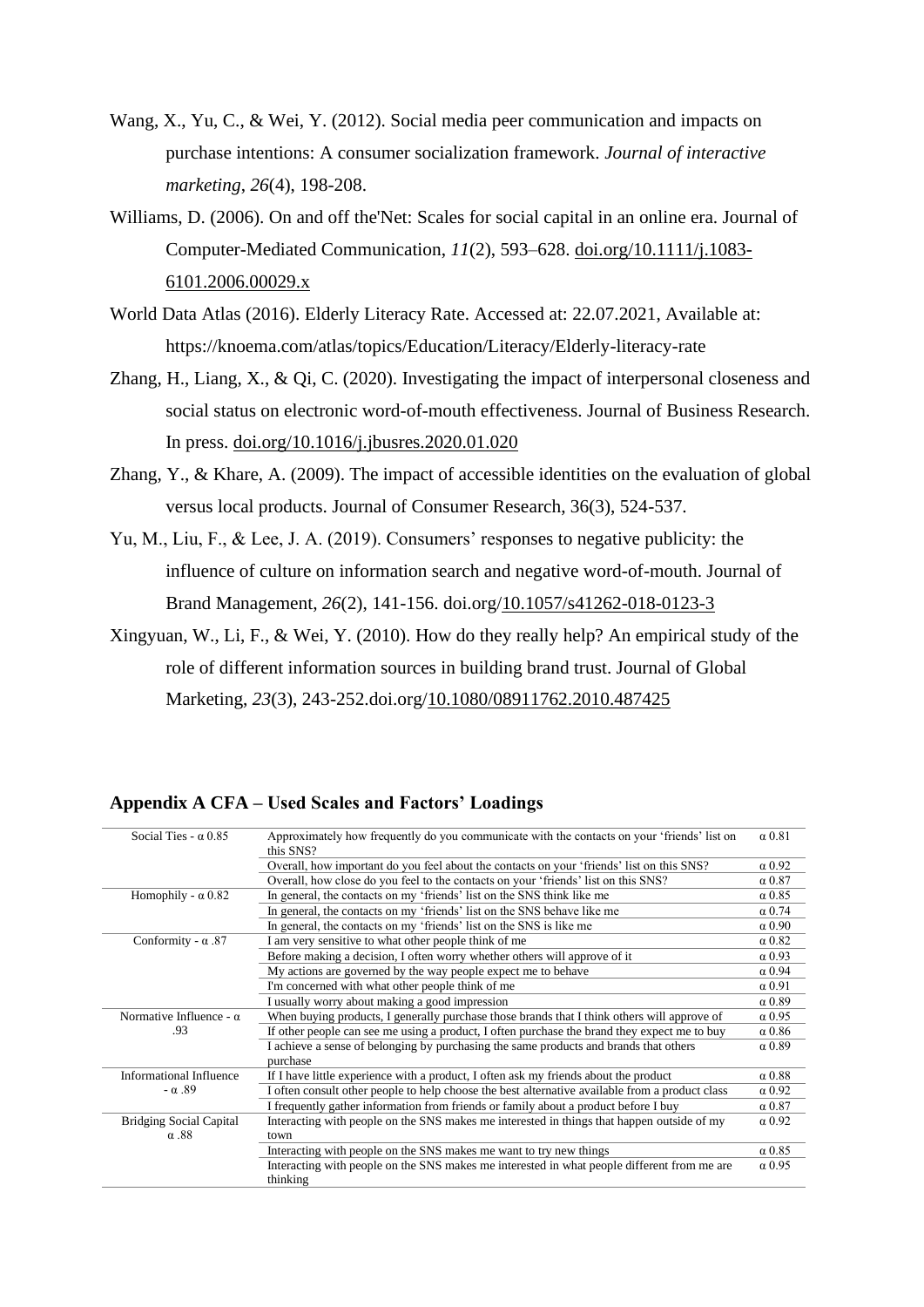Wang, X., Yu, C., & Wei, Y. (2012). Social media peer communication and impacts on purchase intentions: A consumer socialization framework. *Journal of interactive marketing*, *26*(4), 198-208.

Williams, D. (2006). On and off the'Net: Scales for social capital in an online era. Journal of Computer-Mediated Communication, *11*(2), 593–628. doi.org/10.1111/j.1083-6101.2006.00029.x

World Data Atlas (2016). Elderly Literacy Rate. Accessed at: 22.07.2021, Available at: https://knoema.com/atlas/topics/Education/Literacy/Elderly-literacy-rate

Zhang, H., Liang, X., & Qi, C. (2020). Investigating the impact of interpersonal closeness and social status on electronic word-of-mouth effectiveness. Journal of Business Research. In press. doi.org/10.1016/j.jbusres.2020.01.020

Zhang, Y., & Khare, A. (2009). The impact of accessible identities on the evaluation of global versus local products. Journal of Consumer Research, 36(3), 524-537.

Yu, M., Liu, F., & Lee, J. A. (2019). Consumers' responses to negative publicity: the influence of culture on information search and negative word-of-mouth. Journal of Brand Management, *26*(2), 141-156. doi.org/10.1057/s41262-018-0123-3

Xingyuan, W., Li, F., & Wei, Y. (2010). How do they really help? An empirical study of the role of different information sources in building brand trust. Journal of Global Marketing, *23*(3), 243-252.doi.org/10.1080/08911762.2010.487425

## Appendix A CFA – Used Scales and Factors' Loadings

| | | |
|---|---|---|
| Social Ties - α 0.85 | Approximately how frequently do you communicate with the contacts on your 'friends' list on this SNS? | α 0.81 |
| | Overall, how important do you feel about the contacts on your 'friends' list on this SNS? | α 0.92 |
| | Overall, how close do you feel to the contacts on your 'friends' list on this SNS? | α 0.87 |
| Homophily - α 0.82 | In general, the contacts on my 'friends' list on the SNS think like me | α 0.85 |
| | In general, the contacts on my 'friends' list on the SNS behave like me | α 0.74 |
| | In general, the contacts on my 'friends' list on the SNS is like me | α 0.90 |
| Conformity - α .87 | I am very sensitive to what other people think of me | α 0.82 |
| | Before making a decision, I often worry whether others will approve of it | α 0.93 |
| | My actions are governed by the way people expect me to behave | α 0.94 |
| | I'm concerned with what other people think of me | α 0.91 |
| | I usually worry about making a good impression | α 0.89 |
| Normative Influence - α .93 | When buying products, I generally purchase those brands that I think others will approve of | α 0.95 |
| | If other people can see me using a product, I often purchase the brand they expect me to buy | α 0.86 |
| | I achieve a sense of belonging by purchasing the same products and brands that others purchase | α 0.89 |
| Informational Influence - α .89 | If I have little experience with a product, I often ask my friends about the product | α 0.88 |
| | I often consult other people to help choose the best alternative available from a product class | α 0.92 |
| | I frequently gather information from friends or family about a product before I buy | α 0.87 |
| Bridging Social Capital α .88 | Interacting with people on the SNS makes me interested in things that happen outside of my town | α 0.92 |
| | Interacting with people on the SNS makes me want to try new things | α 0.85 |
| | Interacting with people on the SNS makes me interested in what people different from me are thinking | α 0.95 |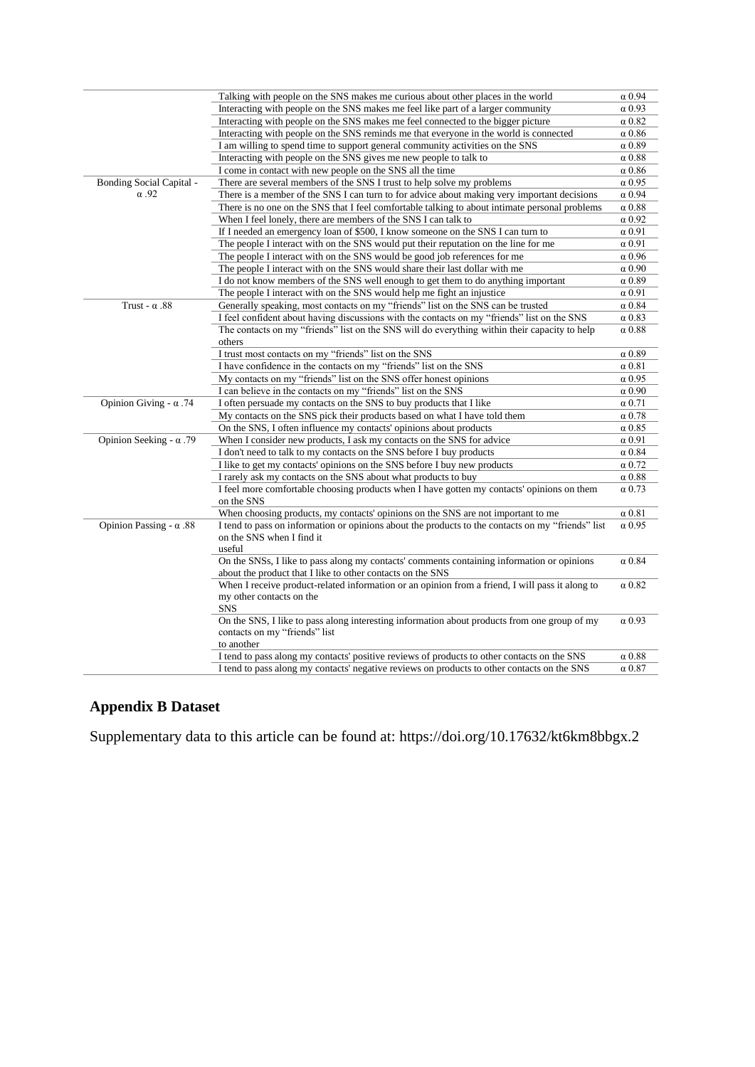| | | |
|---|---|---|
| | Talking with people on the SNS makes me curious about other places in the world | α 0.94 |
| | Interacting with people on the SNS makes me feel like part of a larger community | α 0.93 |
| | Interacting with people on the SNS makes me feel connected to the bigger picture | α 0.82 |
| | Interacting with people on the SNS reminds me that everyone in the world is connected | α 0.86 |
| | I am willing to spend time to support general community activities on the SNS | α 0.89 |
| | Interacting with people on the SNS gives me new people to talk to | α 0.88 |
| | I come in contact with new people on the SNS all the time | α 0.86 |
| Bonding Social Capital - α .92 | There are several members of the SNS I trust to help solve my problems | α 0.95 |
| | There is a member of the SNS I can turn to for advice about making very important decisions | α 0.94 |
| | There is no one on the SNS that I feel comfortable talking to about intimate personal problems | α 0.88 |
| | When I feel lonely, there are members of the SNS I can talk to | α 0.92 |
| | If I needed an emergency loan of $500, I know someone on the SNS I can turn to | α 0.91 |
| | The people I interact with on the SNS would put their reputation on the line for me | α 0.91 |
| | The people I interact with on the SNS would be good job references for me | α 0.96 |
| | The people I interact with on the SNS would share their last dollar with me | α 0.90 |
| | I do not know members of the SNS well enough to get them to do anything important | α 0.89 |
| | The people I interact with on the SNS would help me fight an injustice | α 0.91 |
| Trust - α .88 | Generally speaking, most contacts on my "friends" list on the SNS can be trusted | α 0.84 |
| | I feel confident about having discussions with the contacts on my "friends" list on the SNS | α 0.83 |
| | The contacts on my "friends" list on the SNS will do everything within their capacity to help others | α 0.88 |
| | I trust most contacts on my "friends" list on the SNS | α 0.89 |
| | I have confidence in the contacts on my "friends" list on the SNS | α 0.81 |
| | My contacts on my "friends" list on the SNS offer honest opinions | α 0.95 |
| | I can believe in the contacts on my "friends" list on the SNS | α 0.90 |
| Opinion Giving - α .74 | I often persuade my contacts on the SNS to buy products that I like | α 0.71 |
| | My contacts on the SNS pick their products based on what I have told them | α 0.78 |
| | On the SNS, I often influence my contacts' opinions about products | α 0.85 |
| Opinion Seeking - α .79 | When I consider new products, I ask my contacts on the SNS for advice | α 0.91 |
| | I don't need to talk to my contacts on the SNS before I buy products | α 0.84 |
| | I like to get my contacts' opinions on the SNS before I buy new products | α 0.72 |
| | I rarely ask my contacts on the SNS about what products to buy | α 0.88 |
| | I feel more comfortable choosing products when I have gotten my contacts' opinions on them on the SNS | α 0.73 |
| | When choosing products, my contacts' opinions on the SNS are not important to me | α 0.81 |
| Opinion Passing - α .88 | I tend to pass on information or opinions about the products to the contacts on my "friends" list on the SNS when I find it useful | α 0.95 |
| | On the SNSs, I like to pass along my contacts' comments containing information or opinions about the product that I like to other contacts on the SNS | α 0.84 |
| | When I receive product-related information or an opinion from a friend, I will pass it along to my other contacts on the SNS | α 0.82 |
| | On the SNS, I like to pass along interesting information about products from one group of my contacts on my "friends" list to another | α 0.93 |
| | I tend to pass along my contacts' positive reviews of products to other contacts on the SNS | α 0.88 |
| | I tend to pass along my contacts' negative reviews on products to other contacts on the SNS | α 0.87 |

## Appendix B Dataset

Supplementary data to this article can be found at: https://doi.org/10.17632/kt6km8bbgx.2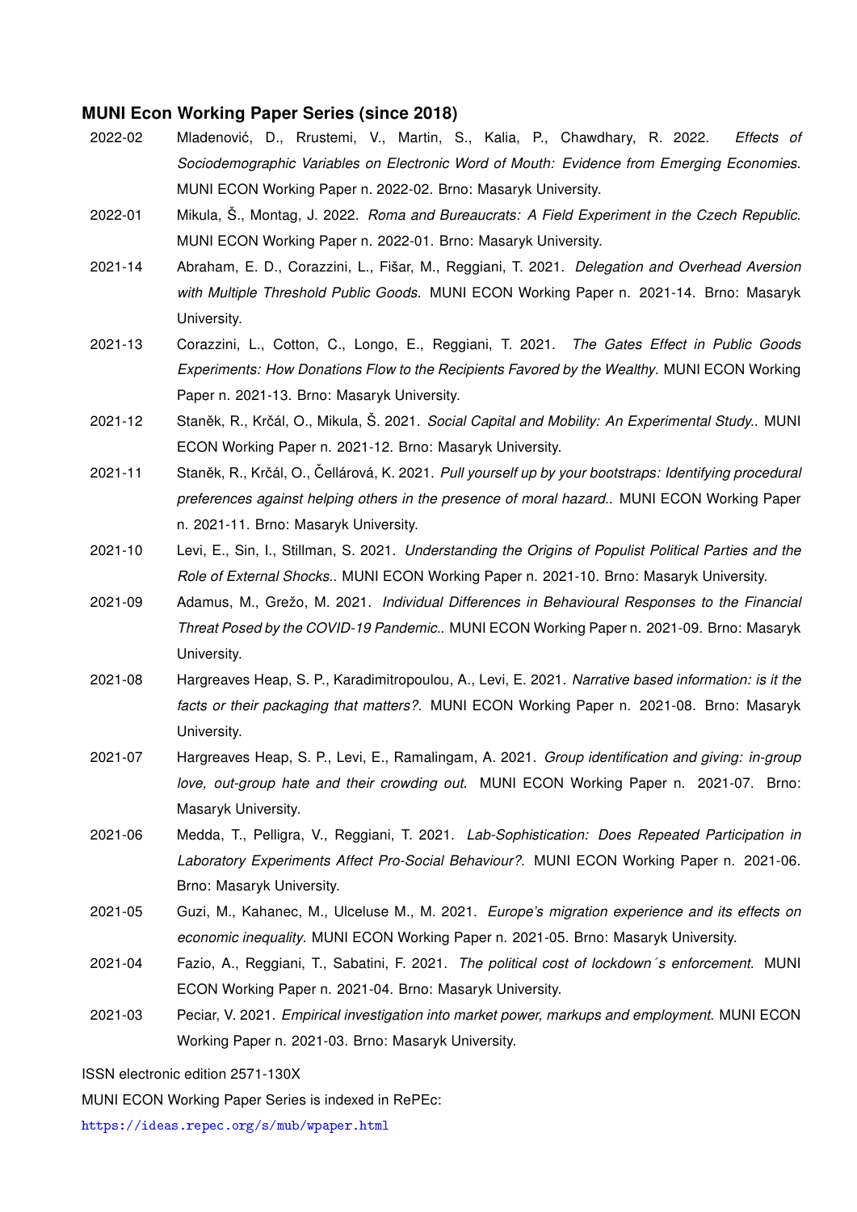## MUNI Econ Working Paper Series (since 2018)

2022-02 Mladenović, D., Rrustemi, V., Martin, S., Kalia, P., Chawdhary, R. 2022. *Effects of Sociodemographic Variables on Electronic Word of Mouth: Evidence from Emerging Economies*. MUNI ECON Working Paper n. 2022-02. Brno: Masaryk University.

2022-01 Mikula, Š., Montag, J. 2022. *Roma and Bureaucrats: A Field Experiment in the Czech Republic*. MUNI ECON Working Paper n. 2022-01. Brno: Masaryk University.

2021-14 Abraham, E. D., Corazzini, L., Fišar, M., Reggiani, T. 2021. *Delegation and Overhead Aversion with Multiple Threshold Public Goods*. MUNI ECON Working Paper n. 2021-14. Brno: Masaryk University.

2021-13 Corazzini, L., Cotton, C., Longo, E., Reggiani, T. 2021. *The Gates Effect in Public Goods Experiments: How Donations Flow to the Recipients Favored by the Wealthy*. MUNI ECON Working Paper n. 2021-13. Brno: Masaryk University.

2021-12 Staněk, R., Krčál, O., Mikula, Š. 2021. *Social Capital and Mobility: An Experimental Study.*. MUNI ECON Working Paper n. 2021-12. Brno: Masaryk University.

2021-11 Staněk, R., Krčál, O., Čellárová, K. 2021. *Pull yourself up by your bootstraps: Identifying procedural preferences against helping others in the presence of moral hazard.*. MUNI ECON Working Paper n. 2021-11. Brno: Masaryk University.

2021-10 Levi, E., Sin, I., Stillman, S. 2021. *Understanding the Origins of Populist Political Parties and the Role of External Shocks.*. MUNI ECON Working Paper n. 2021-10. Brno: Masaryk University.

2021-09 Adamus, M., Grežo, M. 2021. *Individual Differences in Behavioural Responses to the Financial Threat Posed by the COVID-19 Pandemic.*. MUNI ECON Working Paper n. 2021-09. Brno: Masaryk University.

2021-08 Hargreaves Heap, S. P., Karadimitropoulou, A., Levi, E. 2021. *Narrative based information: is it the facts or their packaging that matters?*. MUNI ECON Working Paper n. 2021-08. Brno: Masaryk University.

2021-07 Hargreaves Heap, S. P., Levi, E., Ramalingam, A. 2021. *Group identification and giving: in-group love, out-group hate and their crowding out*. MUNI ECON Working Paper n. 2021-07. Brno: Masaryk University.

2021-06 Medda, T., Pelligra, V., Reggiani, T. 2021. *Lab-Sophistication: Does Repeated Participation in Laboratory Experiments Affect Pro-Social Behaviour?*. MUNI ECON Working Paper n. 2021-06. Brno: Masaryk University.

2021-05 Guzi, M., Kahanec, M., Ulceluse M., M. 2021. *Europe's migration experience and its effects on economic inequality*. MUNI ECON Working Paper n. 2021-05. Brno: Masaryk University.

2021-04 Fazio, A., Reggiani, T., Sabatini, F. 2021. *The political cost of lockdown´s enforcement*. MUNI ECON Working Paper n. 2021-04. Brno: Masaryk University.

2021-03 Peciar, V. 2021. *Empirical investigation into market power, markups and employment*. MUNI ECON Working Paper n. 2021-03. Brno: Masaryk University.

ISSN electronic edition 2571-130X

MUNI ECON Working Paper Series is indexed in RePEc:

https://ideas.repec.org/s/mub/wpaper.html